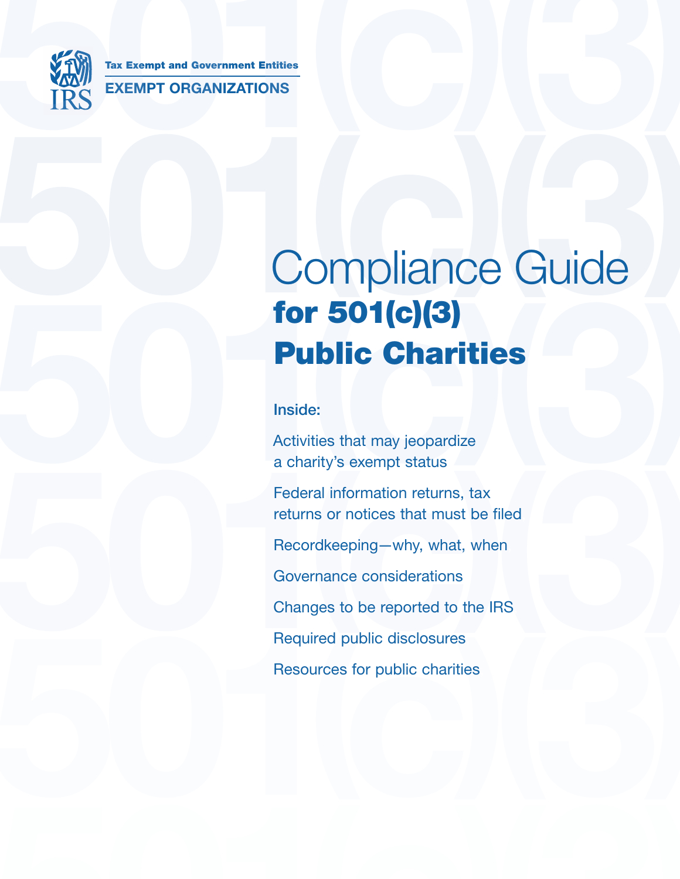Tax Exempt and Government Entities

EXEMPT ORGANIZATIONS

# Compliance Guide for 501(c)(3) Public Charities

**Inside:**

Activities that may jeopardize a charity's exempt status

Federal information returns, tax returns or notices that must be filed

Recordkeeping—why, what, when

Governance considerations

Changes to be reported to the IRS

Required public disclosures

Resources for public charities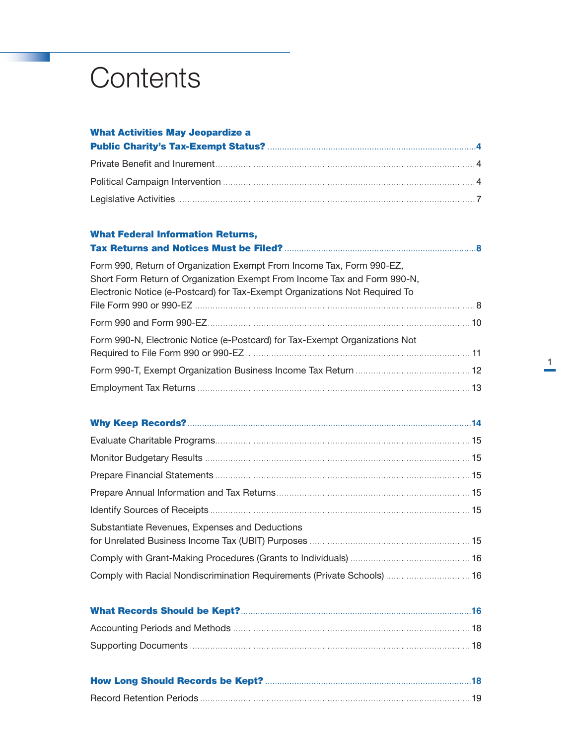# Contents

**What Activities May Jeopardize a Public Charity's Tax-Exempt Status?** .... 4

Private Benefit and Inurement .... 4

Political Campaign Intervention .... 4

Legislative Activities .... 7

**What Federal Information Returns, Tax Returns and Notices Must be Filed?** .... 8

Form 990, Return of Organization Exempt From Income Tax, Form 990-EZ, Short Form Return of Organization Exempt From Income Tax and Form 990-N, Electronic Notice (e-Postcard) for Tax-Exempt Organizations Not Required To File Form 990 or 990-EZ .... 8

Form 990 and Form 990-EZ .... 10

Form 990-N, Electronic Notice (e-Postcard) for Tax-Exempt Organizations Not Required to File Form 990 or 990-EZ .... 11

Form 990-T, Exempt Organization Business Income Tax Return .... 12

Employment Tax Returns .... 13

**Why Keep Records?** .... 14

Evaluate Charitable Programs .... 15

Monitor Budgetary Results .... 15

Prepare Financial Statements .... 15

Prepare Annual Information and Tax Returns .... 15

Identify Sources of Receipts .... 15

Substantiate Revenues, Expenses and Deductions for Unrelated Business Income Tax (UBIT) Purposes .... 15

Comply with Grant-Making Procedures (Grants to Individuals) .... 16

Comply with Racial Nondiscrimination Requirements (Private Schools) .... 16

**What Records Should be Kept?** .... 16

Accounting Periods and Methods .... 18

Supporting Documents .... 18

**How Long Should Records be Kept?** .... 18

Record Retention Periods .... 19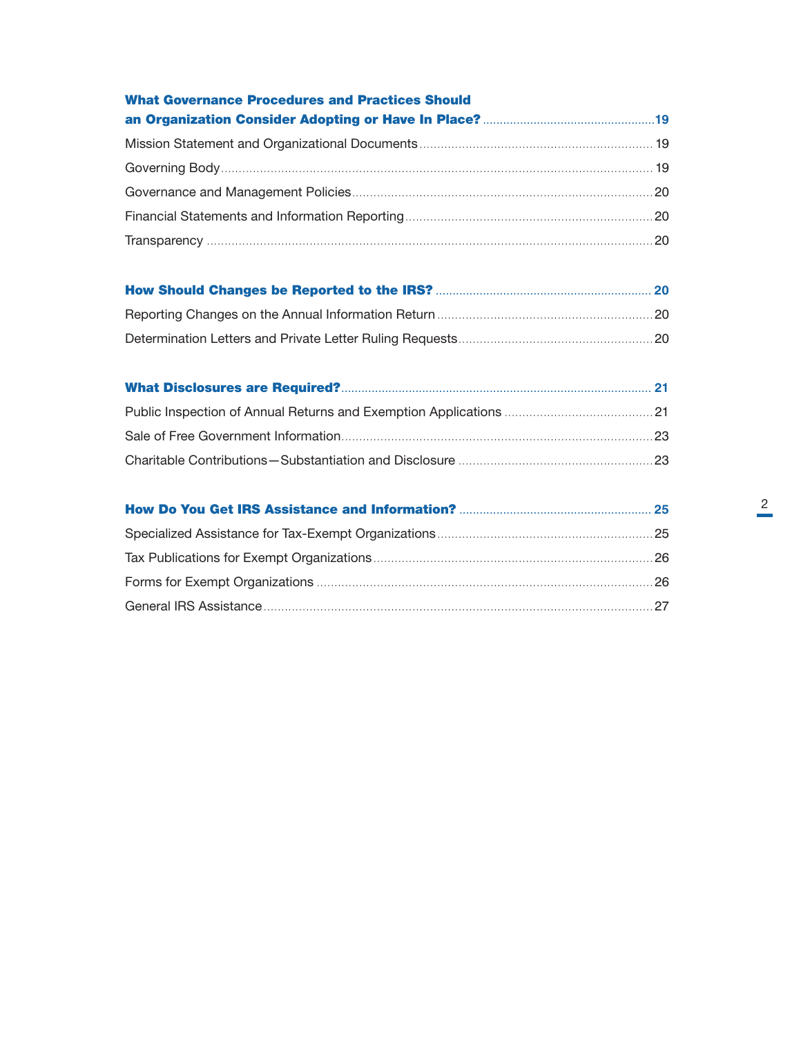**What Governance Procedures and Practices Should an Organization Consider Adopting or Have In Place?** .......... 19

Mission Statement and Organizational Documents .......... 19

Governing Body .......... 19

Governance and Management Policies .......... 20

Financial Statements and Information Reporting .......... 20

Transparency .......... 20

**How Should Changes be Reported to the IRS?** .......... 20

Reporting Changes on the Annual Information Return .......... 20

Determination Letters and Private Letter Ruling Requests .......... 20

**What Disclosures are Required?** .......... 21

Public Inspection of Annual Returns and Exemption Applications .......... 21

Sale of Free Government Information .......... 23

Charitable Contributions—Substantiation and Disclosure .......... 23

**How Do You Get IRS Assistance and Information?** .......... 25

Specialized Assistance for Tax-Exempt Organizations .......... 25

Tax Publications for Exempt Organizations .......... 26

Forms for Exempt Organizations .......... 26

General IRS Assistance .......... 27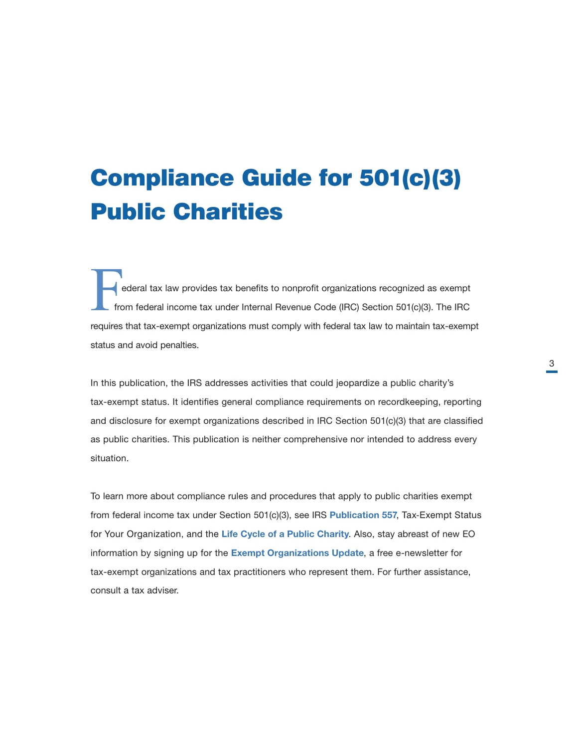# Compliance Guide for 501(c)(3) Public Charities

Federal tax law provides tax benefits to nonprofit organizations recognized as exempt from federal income tax under Internal Revenue Code (IRC) Section 501(c)(3). The IRC requires that tax-exempt organizations must comply with federal tax law to maintain tax-exempt status and avoid penalties.

In this publication, the IRS addresses activities that could jeopardize a public charity's tax-exempt status. It identifies general compliance requirements on recordkeeping, reporting and disclosure for exempt organizations described in IRC Section 501(c)(3) that are classified as public charities. This publication is neither comprehensive nor intended to address every situation.

To learn more about compliance rules and procedures that apply to public charities exempt from federal income tax under Section 501(c)(3), see IRS **Publication 557**, Tax-Exempt Status for Your Organization, and the **Life Cycle of a Public Charity**. Also, stay abreast of new EO information by signing up for the **Exempt Organizations Update**, a free e-newsletter for tax-exempt organizations and tax practitioners who represent them. For further assistance, consult a tax adviser.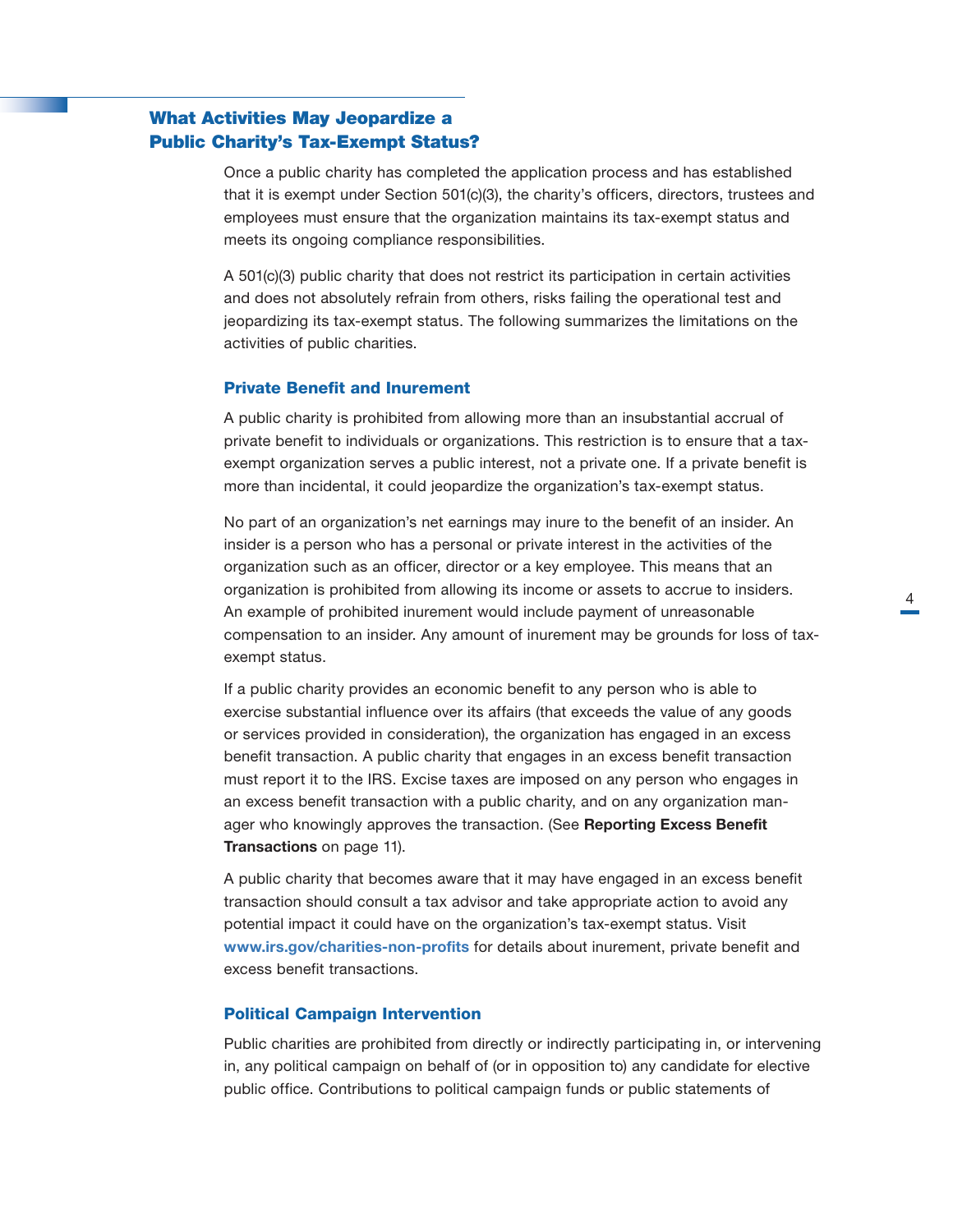## What Activities May Jeopardize a Public Charity's Tax-Exempt Status?

Once a public charity has completed the application process and has established that it is exempt under Section 501(c)(3), the charity's officers, directors, trustees and employees must ensure that the organization maintains its tax-exempt status and meets its ongoing compliance responsibilities.

A 501(c)(3) public charity that does not restrict its participation in certain activities and does not absolutely refrain from others, risks failing the operational test and jeopardizing its tax-exempt status. The following summarizes the limitations on the activities of public charities.

### Private Benefit and Inurement

A public charity is prohibited from allowing more than an insubstantial accrual of private benefit to individuals or organizations. This restriction is to ensure that a tax-exempt organization serves a public interest, not a private one. If a private benefit is more than incidental, it could jeopardize the organization's tax-exempt status.

No part of an organization's net earnings may inure to the benefit of an insider. An insider is a person who has a personal or private interest in the activities of the organization such as an officer, director or a key employee. This means that an organization is prohibited from allowing its income or assets to accrue to insiders. An example of prohibited inurement would include payment of unreasonable compensation to an insider. Any amount of inurement may be grounds for loss of tax-exempt status.

If a public charity provides an economic benefit to any person who is able to exercise substantial influence over its affairs (that exceeds the value of any goods or services provided in consideration), the organization has engaged in an excess benefit transaction. A public charity that engages in an excess benefit transaction must report it to the IRS. Excise taxes are imposed on any person who engages in an excess benefit transaction with a public charity, and on any organization manager who knowingly approves the transaction. (See **Reporting Excess Benefit Transactions** on page 11).

A public charity that becomes aware that it may have engaged in an excess benefit transaction should consult a tax advisor and take appropriate action to avoid any potential impact it could have on the organization's tax-exempt status. Visit www.irs.gov/charities-non-profits for details about inurement, private benefit and excess benefit transactions.

### Political Campaign Intervention

Public charities are prohibited from directly or indirectly participating in, or intervening in, any political campaign on behalf of (or in opposition to) any candidate for elective public office. Contributions to political campaign funds or public statements of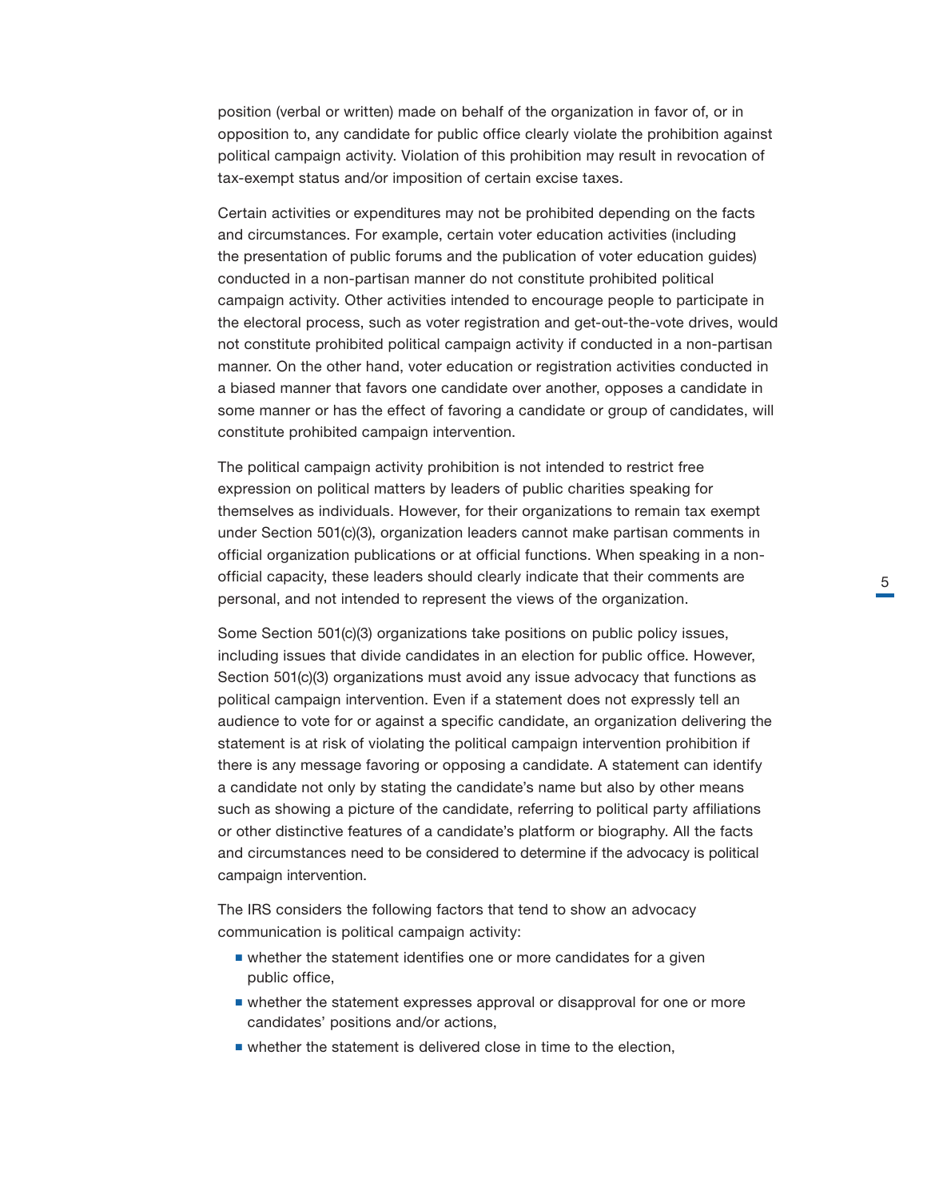position (verbal or written) made on behalf of the organization in favor of, or in opposition to, any candidate for public office clearly violate the prohibition against political campaign activity. Violation of this prohibition may result in revocation of tax-exempt status and/or imposition of certain excise taxes.

Certain activities or expenditures may not be prohibited depending on the facts and circumstances. For example, certain voter education activities (including the presentation of public forums and the publication of voter education guides) conducted in a non-partisan manner do not constitute prohibited political campaign activity. Other activities intended to encourage people to participate in the electoral process, such as voter registration and get-out-the-vote drives, would not constitute prohibited political campaign activity if conducted in a non-partisan manner. On the other hand, voter education or registration activities conducted in a biased manner that favors one candidate over another, opposes a candidate in some manner or has the effect of favoring a candidate or group of candidates, will constitute prohibited campaign intervention.

The political campaign activity prohibition is not intended to restrict free expression on political matters by leaders of public charities speaking for themselves as individuals. However, for their organizations to remain tax exempt under Section 501(c)(3), organization leaders cannot make partisan comments in official organization publications or at official functions. When speaking in a non-official capacity, these leaders should clearly indicate that their comments are personal, and not intended to represent the views of the organization.

Some Section 501(c)(3) organizations take positions on public policy issues, including issues that divide candidates in an election for public office. However, Section 501(c)(3) organizations must avoid any issue advocacy that functions as political campaign intervention. Even if a statement does not expressly tell an audience to vote for or against a specific candidate, an organization delivering the statement is at risk of violating the political campaign intervention prohibition if there is any message favoring or opposing a candidate. A statement can identify a candidate not only by stating the candidate's name but also by other means such as showing a picture of the candidate, referring to political party affiliations or other distinctive features of a candidate's platform or biography. All the facts and circumstances need to be considered to determine if the advocacy is political campaign intervention.

The IRS considers the following factors that tend to show an advocacy communication is political campaign activity:

- whether the statement identifies one or more candidates for a given public office,
- whether the statement expresses approval or disapproval for one or more candidates' positions and/or actions,
- whether the statement is delivered close in time to the election,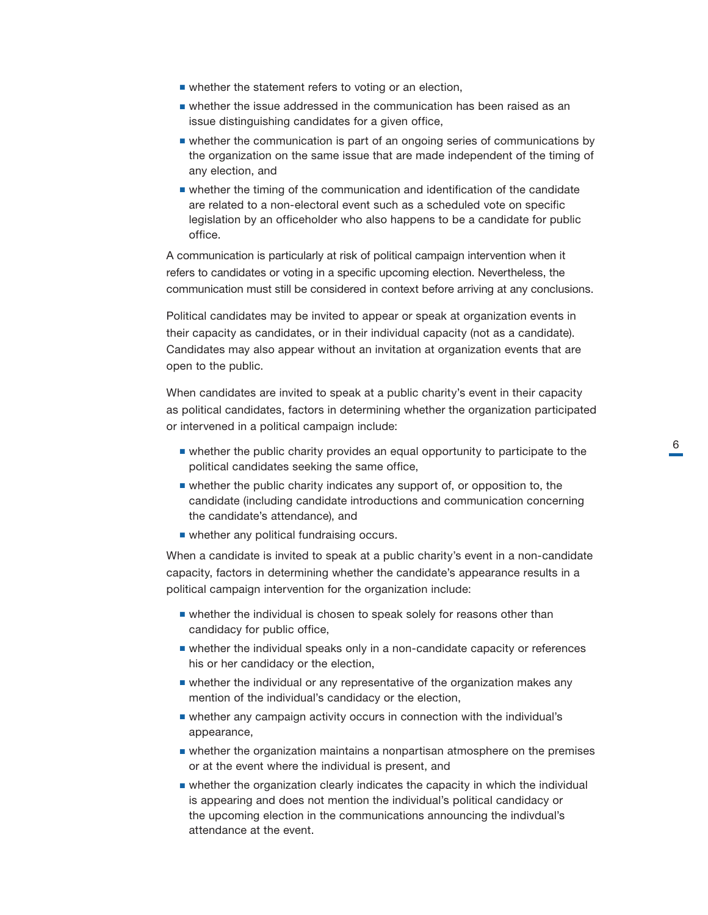- whether the statement refers to voting or an election,
- whether the issue addressed in the communication has been raised as an issue distinguishing candidates for a given office,
- whether the communication is part of an ongoing series of communications by the organization on the same issue that are made independent of the timing of any election, and
- whether the timing of the communication and identification of the candidate are related to a non-electoral event such as a scheduled vote on specific legislation by an officeholder who also happens to be a candidate for public office.

A communication is particularly at risk of political campaign intervention when it refers to candidates or voting in a specific upcoming election. Nevertheless, the communication must still be considered in context before arriving at any conclusions.

Political candidates may be invited to appear or speak at organization events in their capacity as candidates, or in their individual capacity (not as a candidate). Candidates may also appear without an invitation at organization events that are open to the public.

When candidates are invited to speak at a public charity's event in their capacity as political candidates, factors in determining whether the organization participated or intervened in a political campaign include:

- whether the public charity provides an equal opportunity to participate to the political candidates seeking the same office,
- whether the public charity indicates any support of, or opposition to, the candidate (including candidate introductions and communication concerning the candidate's attendance), and
- whether any political fundraising occurs.

When a candidate is invited to speak at a public charity's event in a non-candidate capacity, factors in determining whether the candidate's appearance results in a political campaign intervention for the organization include:

- whether the individual is chosen to speak solely for reasons other than candidacy for public office,
- whether the individual speaks only in a non-candidate capacity or references his or her candidacy or the election,
- whether the individual or any representative of the organization makes any mention of the individual's candidacy or the election,
- whether any campaign activity occurs in connection with the individual's appearance,
- whether the organization maintains a nonpartisan atmosphere on the premises or at the event where the individual is present, and
- whether the organization clearly indicates the capacity in which the individual is appearing and does not mention the individual's political candidacy or the upcoming election in the communications announcing the indivdual's attendance at the event.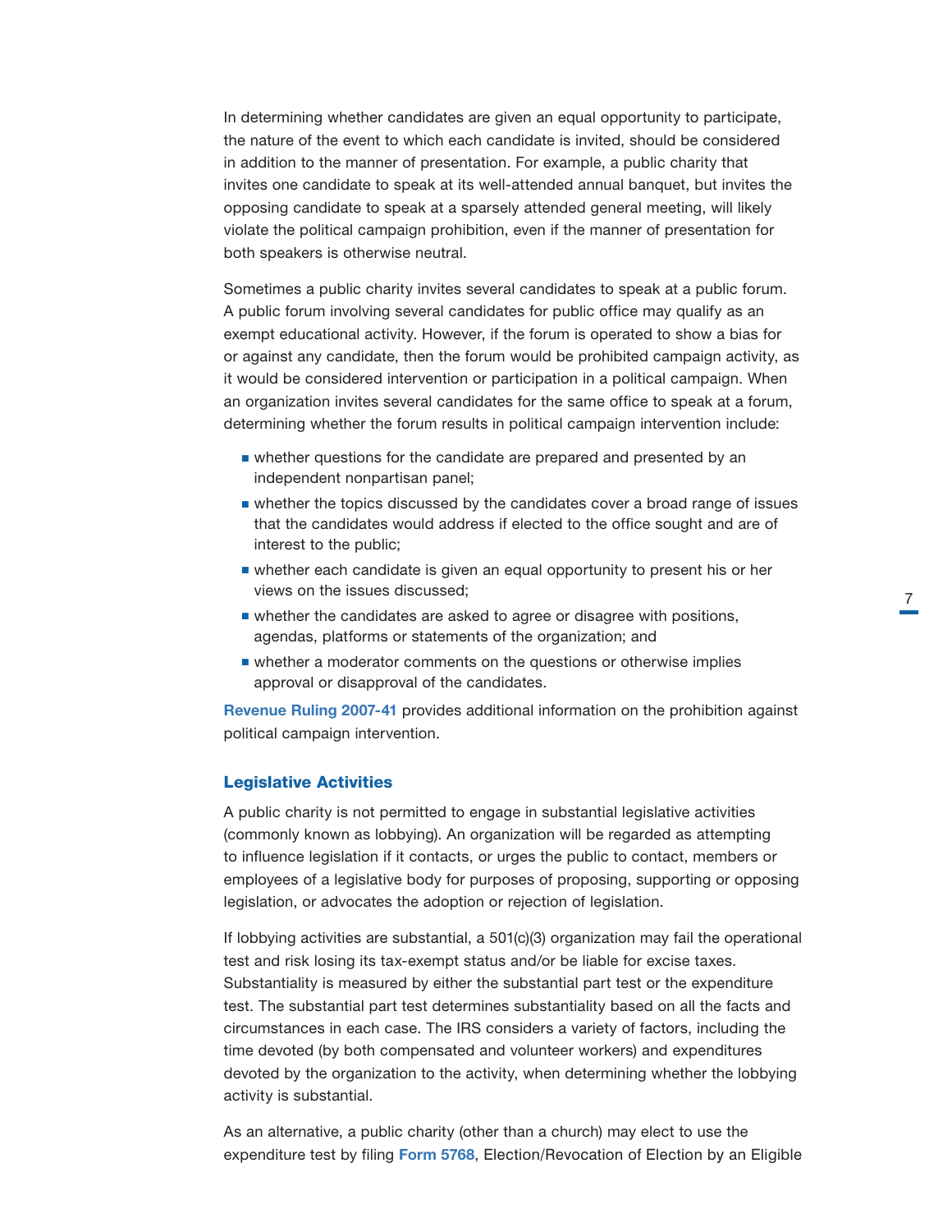In determining whether candidates are given an equal opportunity to participate, the nature of the event to which each candidate is invited, should be considered in addition to the manner of presentation. For example, a public charity that invites one candidate to speak at its well-attended annual banquet, but invites the opposing candidate to speak at a sparsely attended general meeting, will likely violate the political campaign prohibition, even if the manner of presentation for both speakers is otherwise neutral.

Sometimes a public charity invites several candidates to speak at a public forum. A public forum involving several candidates for public office may qualify as an exempt educational activity. However, if the forum is operated to show a bias for or against any candidate, then the forum would be prohibited campaign activity, as it would be considered intervention or participation in a political campaign. When an organization invites several candidates for the same office to speak at a forum, determining whether the forum results in political campaign intervention include:

- whether questions for the candidate are prepared and presented by an independent nonpartisan panel;
- whether the topics discussed by the candidates cover a broad range of issues that the candidates would address if elected to the office sought and are of interest to the public;
- whether each candidate is given an equal opportunity to present his or her views on the issues discussed;
- whether the candidates are asked to agree or disagree with positions, agendas, platforms or statements of the organization; and
- whether a moderator comments on the questions or otherwise implies approval or disapproval of the candidates.

**Revenue Ruling 2007-41** provides additional information on the prohibition against political campaign intervention.

### Legislative Activities

A public charity is not permitted to engage in substantial legislative activities (commonly known as lobbying). An organization will be regarded as attempting to influence legislation if it contacts, or urges the public to contact, members or employees of a legislative body for purposes of proposing, supporting or opposing legislation, or advocates the adoption or rejection of legislation.

If lobbying activities are substantial, a 501(c)(3) organization may fail the operational test and risk losing its tax-exempt status and/or be liable for excise taxes. Substantiality is measured by either the substantial part test or the expenditure test. The substantial part test determines substantiality based on all the facts and circumstances in each case. The IRS considers a variety of factors, including the time devoted (by both compensated and volunteer workers) and expenditures devoted by the organization to the activity, when determining whether the lobbying activity is substantial.

As an alternative, a public charity (other than a church) may elect to use the expenditure test by filing **Form 5768**, Election/Revocation of Election by an Eligible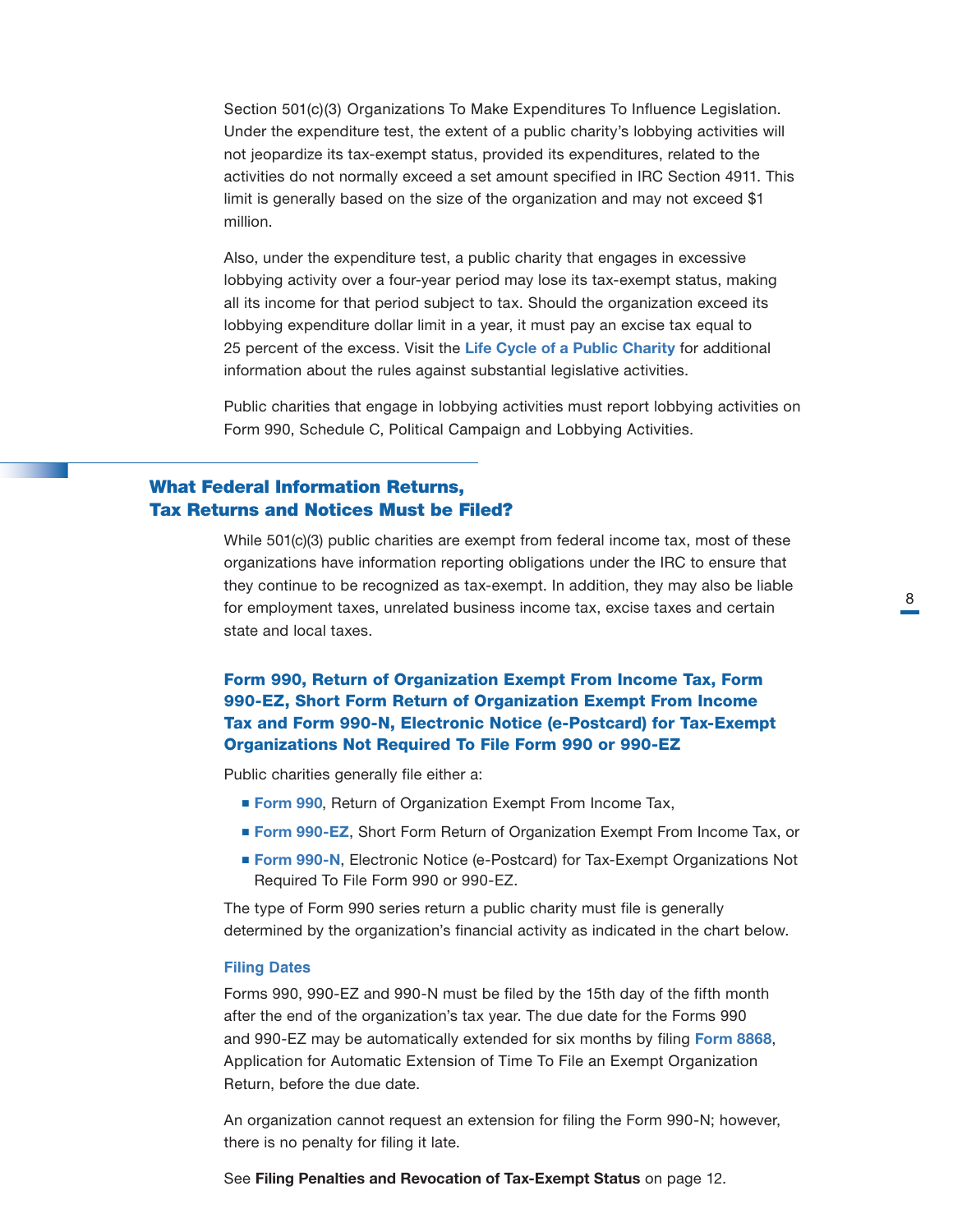Section 501(c)(3) Organizations To Make Expenditures To Influence Legislation. Under the expenditure test, the extent of a public charity's lobbying activities will not jeopardize its tax-exempt status, provided its expenditures, related to the activities do not normally exceed a set amount specified in IRC Section 4911. This limit is generally based on the size of the organization and may not exceed $1 million.

Also, under the expenditure test, a public charity that engages in excessive lobbying activity over a four-year period may lose its tax-exempt status, making all its income for that period subject to tax. Should the organization exceed its lobbying expenditure dollar limit in a year, it must pay an excise tax equal to 25 percent of the excess. Visit the **Life Cycle of a Public Charity** for additional information about the rules against substantial legislative activities.

Public charities that engage in lobbying activities must report lobbying activities on Form 990, Schedule C, Political Campaign and Lobbying Activities.

## What Federal Information Returns, Tax Returns and Notices Must be Filed?

While 501(c)(3) public charities are exempt from federal income tax, most of these organizations have information reporting obligations under the IRC to ensure that they continue to be recognized as tax-exempt. In addition, they may also be liable for employment taxes, unrelated business income tax, excise taxes and certain state and local taxes.

### Form 990, Return of Organization Exempt From Income Tax, Form 990-EZ, Short Form Return of Organization Exempt From Income Tax and Form 990-N, Electronic Notice (e-Postcard) for Tax-Exempt Organizations Not Required To File Form 990 or 990-EZ

Public charities generally file either a:

- **Form 990**, Return of Organization Exempt From Income Tax,
- **Form 990-EZ**, Short Form Return of Organization Exempt From Income Tax, or
- **Form 990-N**, Electronic Notice (e-Postcard) for Tax-Exempt Organizations Not Required To File Form 990 or 990-EZ.

The type of Form 990 series return a public charity must file is generally determined by the organization's financial activity as indicated in the chart below.

#### Filing Dates

Forms 990, 990-EZ and 990-N must be filed by the 15th day of the fifth month after the end of the organization's tax year. The due date for the Forms 990 and 990-EZ may be automatically extended for six months by filing **Form 8868**, Application for Automatic Extension of Time To File an Exempt Organization Return, before the due date.

An organization cannot request an extension for filing the Form 990-N; however, there is no penalty for filing it late.

See **Filing Penalties and Revocation of Tax-Exempt Status** on page 12.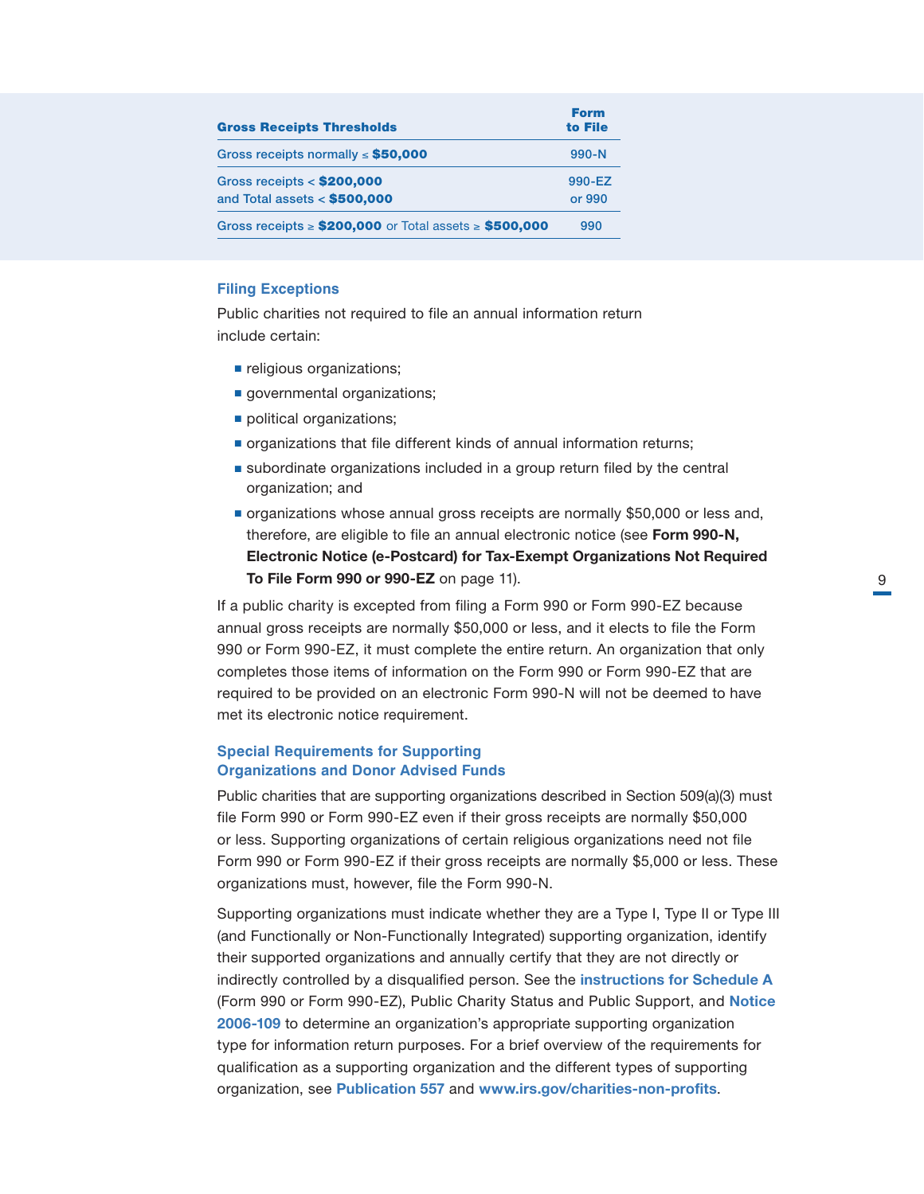| Gross Receipts Thresholds | Form to File |
|---|---|
| Gross receipts normally ≤ **$50,000** | 990-N |
| Gross receipts < **$200,000** and Total assets < **$500,000** | 990-EZ or 990 |
| Gross receipts ≥ **$200,000** or Total assets ≥ **$500,000** | 990 |

### Filing Exceptions

Public charities not required to file an annual information return include certain:

- religious organizations;
- governmental organizations;
- political organizations;
- organizations that file different kinds of annual information returns;
- subordinate organizations included in a group return filed by the central organization; and
- organizations whose annual gross receipts are normally $50,000 or less and, therefore, are eligible to file an annual electronic notice (see **Form 990-N, Electronic Notice (e-Postcard) for Tax-Exempt Organizations Not Required To File Form 990 or 990-EZ** on page 11).

If a public charity is excepted from filing a Form 990 or Form 990-EZ because annual gross receipts are normally $50,000 or less, and it elects to file the Form 990 or Form 990-EZ, it must complete the entire return. An organization that only completes those items of information on the Form 990 or Form 990-EZ that are required to be provided on an electronic Form 990-N will not be deemed to have met its electronic notice requirement.

### Special Requirements for Supporting Organizations and Donor Advised Funds

Public charities that are supporting organizations described in Section 509(a)(3) must file Form 990 or Form 990-EZ even if their gross receipts are normally $50,000 or less. Supporting organizations of certain religious organizations need not file Form 990 or Form 990-EZ if their gross receipts are normally $5,000 or less. These organizations must, however, file the Form 990-N.

Supporting organizations must indicate whether they are a Type I, Type II or Type III (and Functionally or Non-Functionally Integrated) supporting organization, identify their supported organizations and annually certify that they are not directly or indirectly controlled by a disqualified person. See the **instructions for Schedule A** (Form 990 or Form 990-EZ), Public Charity Status and Public Support, and **Notice 2006-109** to determine an organization's appropriate supporting organization type for information return purposes. For a brief overview of the requirements for qualification as a supporting organization and the different types of supporting organization, see **Publication 557** and **www.irs.gov/charities-non-profits**.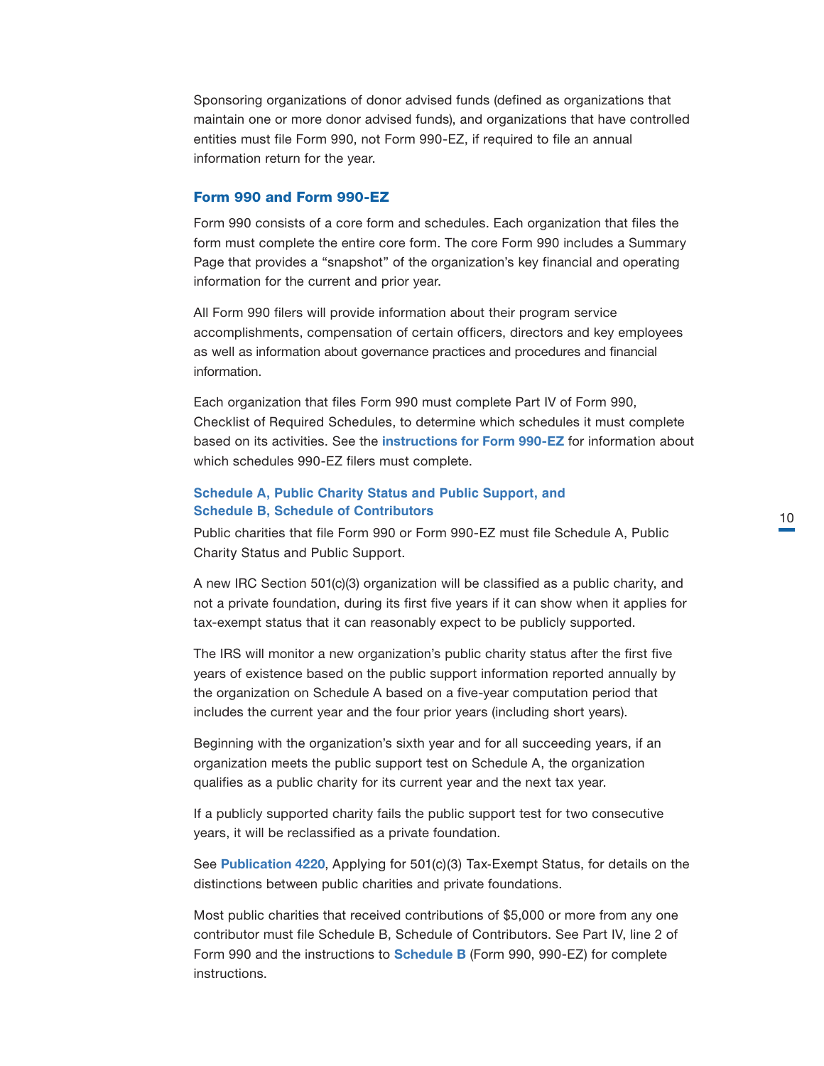Sponsoring organizations of donor advised funds (defined as organizations that maintain one or more donor advised funds), and organizations that have controlled entities must file Form 990, not Form 990-EZ, if required to file an annual information return for the year.

### Form 990 and Form 990-EZ

Form 990 consists of a core form and schedules. Each organization that files the form must complete the entire core form. The core Form 990 includes a Summary Page that provides a "snapshot" of the organization's key financial and operating information for the current and prior year.

All Form 990 filers will provide information about their program service accomplishments, compensation of certain officers, directors and key employees as well as information about governance practices and procedures and financial information.

Each organization that files Form 990 must complete Part IV of Form 990, Checklist of Required Schedules, to determine which schedules it must complete based on its activities. See the **instructions for Form 990-EZ** for information about which schedules 990-EZ filers must complete.

### Schedule A, Public Charity Status and Public Support, and Schedule B, Schedule of Contributors

Public charities that file Form 990 or Form 990-EZ must file Schedule A, Public Charity Status and Public Support.

A new IRC Section 501(c)(3) organization will be classified as a public charity, and not a private foundation, during its first five years if it can show when it applies for tax-exempt status that it can reasonably expect to be publicly supported.

The IRS will monitor a new organization's public charity status after the first five years of existence based on the public support information reported annually by the organization on Schedule A based on a five-year computation period that includes the current year and the four prior years (including short years).

Beginning with the organization's sixth year and for all succeeding years, if an organization meets the public support test on Schedule A, the organization qualifies as a public charity for its current year and the next tax year.

If a publicly supported charity fails the public support test for two consecutive years, it will be reclassified as a private foundation.

See **Publication 4220**, Applying for 501(c)(3) Tax-Exempt Status, for details on the distinctions between public charities and private foundations.

Most public charities that received contributions of $5,000 or more from any one contributor must file Schedule B, Schedule of Contributors. See Part IV, line 2 of Form 990 and the instructions to **Schedule B** (Form 990, 990-EZ) for complete instructions.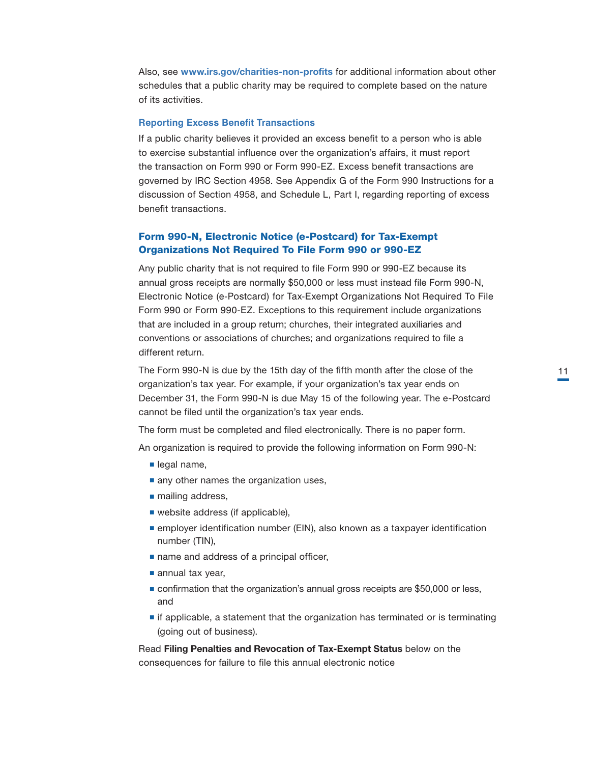Also, see **www.irs.gov/charities-non-profits** for additional information about other schedules that a public charity may be required to complete based on the nature of its activities.

### Reporting Excess Benefit Transactions

If a public charity believes it provided an excess benefit to a person who is able to exercise substantial influence over the organization's affairs, it must report the transaction on Form 990 or Form 990-EZ. Excess benefit transactions are governed by IRC Section 4958. See Appendix G of the Form 990 Instructions for a discussion of Section 4958, and Schedule L, Part I, regarding reporting of excess benefit transactions.

## Form 990-N, Electronic Notice (e-Postcard) for Tax-Exempt Organizations Not Required To File Form 990 or 990-EZ

Any public charity that is not required to file Form 990 or 990-EZ because its annual gross receipts are normally $50,000 or less must instead file Form 990-N, Electronic Notice (e-Postcard) for Tax-Exempt Organizations Not Required To File Form 990 or Form 990-EZ. Exceptions to this requirement include organizations that are included in a group return; churches, their integrated auxiliaries and conventions or associations of churches; and organizations required to file a different return.

The Form 990-N is due by the 15th day of the fifth month after the close of the organization's tax year. For example, if your organization's tax year ends on December 31, the Form 990-N is due May 15 of the following year. The e-Postcard cannot be filed until the organization's tax year ends.

The form must be completed and filed electronically. There is no paper form.

An organization is required to provide the following information on Form 990-N:

- legal name,
- any other names the organization uses,
- mailing address,
- website address (if applicable),
- employer identification number (EIN), also known as a taxpayer identification number (TIN),
- name and address of a principal officer,
- annual tax year,
- confirmation that the organization's annual gross receipts are $50,000 or less, and
- if applicable, a statement that the organization has terminated or is terminating (going out of business).

Read **Filing Penalties and Revocation of Tax-Exempt Status** below on the consequences for failure to file this annual electronic notice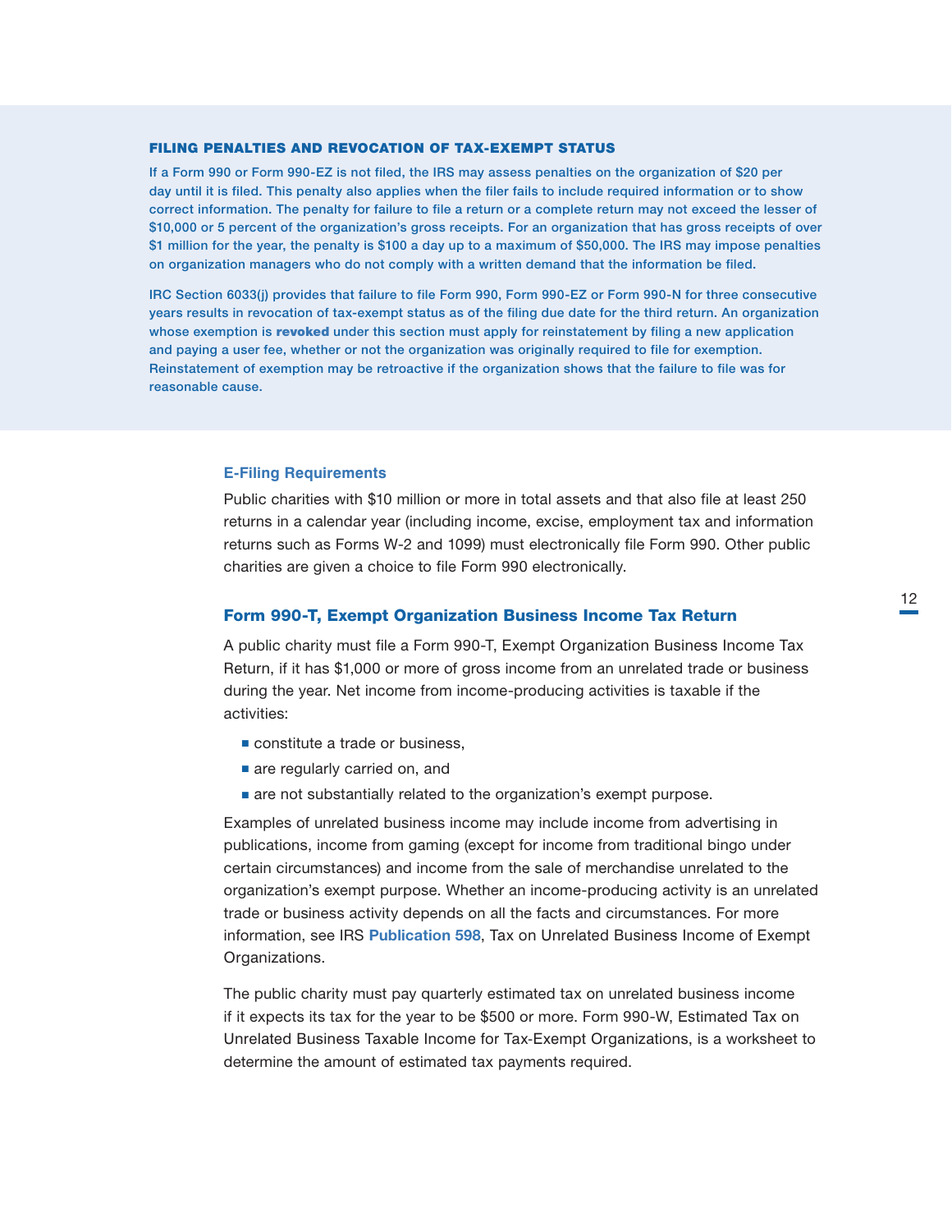### FILING PENALTIES AND REVOCATION OF TAX-EXEMPT STATUS

If a Form 990 or Form 990-EZ is not filed, the IRS may assess penalties on the organization of $20 per day until it is filed. This penalty also applies when the filer fails to include required information or to show correct information. The penalty for failure to file a return or a complete return may not exceed the lesser of $10,000 or 5 percent of the organization's gross receipts. For an organization that has gross receipts of over $1 million for the year, the penalty is $100 a day up to a maximum of $50,000. The IRS may impose penalties on organization managers who do not comply with a written demand that the information be filed.

IRC Section 6033(j) provides that failure to file Form 990, Form 990-EZ or Form 990-N for three consecutive years results in revocation of tax-exempt status as of the filing due date for the third return. An organization whose exemption is **revoked** under this section must apply for reinstatement by filing a new application and paying a user fee, whether or not the organization was originally required to file for exemption. Reinstatement of exemption may be retroactive if the organization shows that the failure to file was for reasonable cause.

### E-Filing Requirements

Public charities with $10 million or more in total assets and that also file at least 250 returns in a calendar year (including income, excise, employment tax and information returns such as Forms W-2 and 1099) must electronically file Form 990. Other public charities are given a choice to file Form 990 electronically.

## Form 990-T, Exempt Organization Business Income Tax Return

A public charity must file a Form 990-T, Exempt Organization Business Income Tax Return, if it has $1,000 or more of gross income from an unrelated trade or business during the year. Net income from income-producing activities is taxable if the activities:

- constitute a trade or business,
- are regularly carried on, and
- are not substantially related to the organization's exempt purpose.

Examples of unrelated business income may include income from advertising in publications, income from gaming (except for income from traditional bingo under certain circumstances) and income from the sale of merchandise unrelated to the organization's exempt purpose. Whether an income-producing activity is an unrelated trade or business activity depends on all the facts and circumstances. For more information, see IRS **Publication 598**, Tax on Unrelated Business Income of Exempt Organizations.

The public charity must pay quarterly estimated tax on unrelated business income if it expects its tax for the year to be $500 or more. Form 990-W, Estimated Tax on Unrelated Business Taxable Income for Tax-Exempt Organizations, is a worksheet to determine the amount of estimated tax payments required.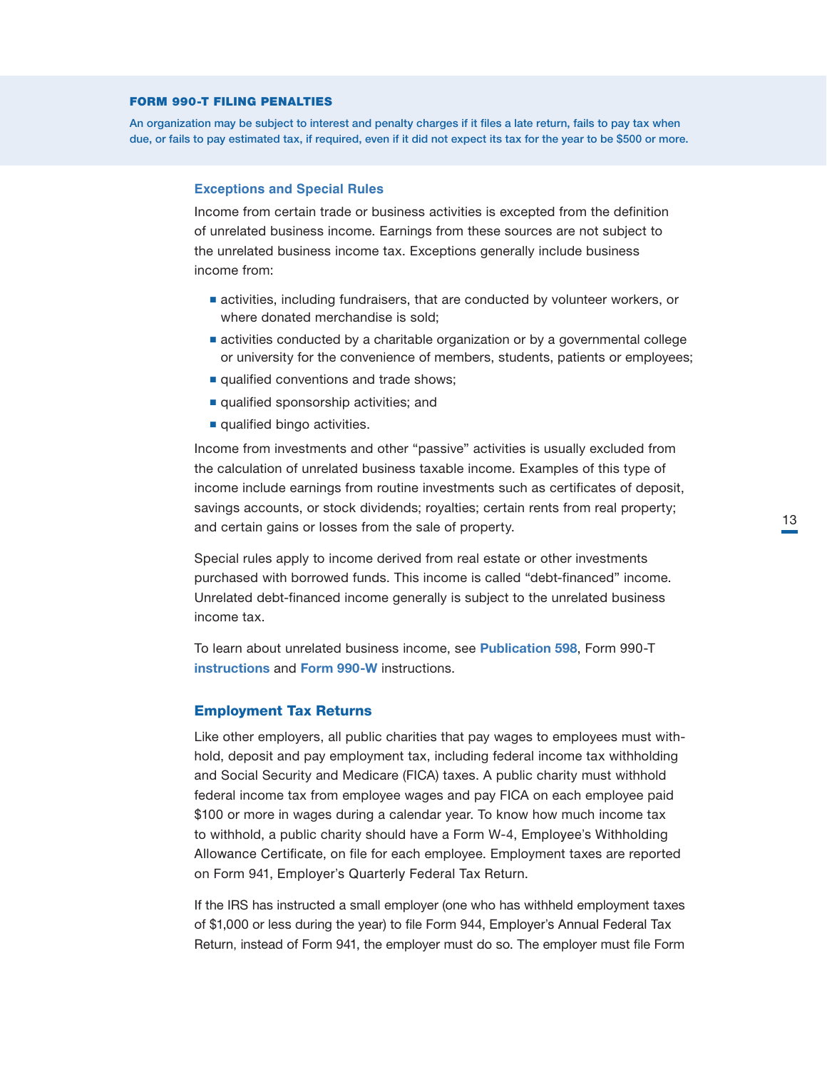**FORM 990-T FILING PENALTIES**

An organization may be subject to interest and penalty charges if it files a late return, fails to pay tax when due, or fails to pay estimated tax, if required, even if it did not expect its tax for the year to be $500 or more.

### Exceptions and Special Rules

Income from certain trade or business activities is excepted from the definition of unrelated business income. Earnings from these sources are not subject to the unrelated business income tax. Exceptions generally include business income from:

- activities, including fundraisers, that are conducted by volunteer workers, or where donated merchandise is sold;
- activities conducted by a charitable organization or by a governmental college or university for the convenience of members, students, patients or employees;
- qualified conventions and trade shows;
- qualified sponsorship activities; and
- qualified bingo activities.

Income from investments and other "passive" activities is usually excluded from the calculation of unrelated business taxable income. Examples of this type of income include earnings from routine investments such as certificates of deposit, savings accounts, or stock dividends; royalties; certain rents from real property; and certain gains or losses from the sale of property.

Special rules apply to income derived from real estate or other investments purchased with borrowed funds. This income is called "debt-financed" income. Unrelated debt-financed income generally is subject to the unrelated business income tax.

To learn about unrelated business income, see **Publication 598**, Form 990-T **instructions** and **Form 990-W** instructions.

## Employment Tax Returns

Like other employers, all public charities that pay wages to employees must withhold, deposit and pay employment tax, including federal income tax withholding and Social Security and Medicare (FICA) taxes. A public charity must withhold federal income tax from employee wages and pay FICA on each employee paid $100 or more in wages during a calendar year. To know how much income tax to withhold, a public charity should have a Form W-4, Employee's Withholding Allowance Certificate, on file for each employee. Employment taxes are reported on Form 941, Employer's Quarterly Federal Tax Return.

If the IRS has instructed a small employer (one who has withheld employment taxes of $1,000 or less during the year) to file Form 944, Employer's Annual Federal Tax Return, instead of Form 941, the employer must do so. The employer must file Form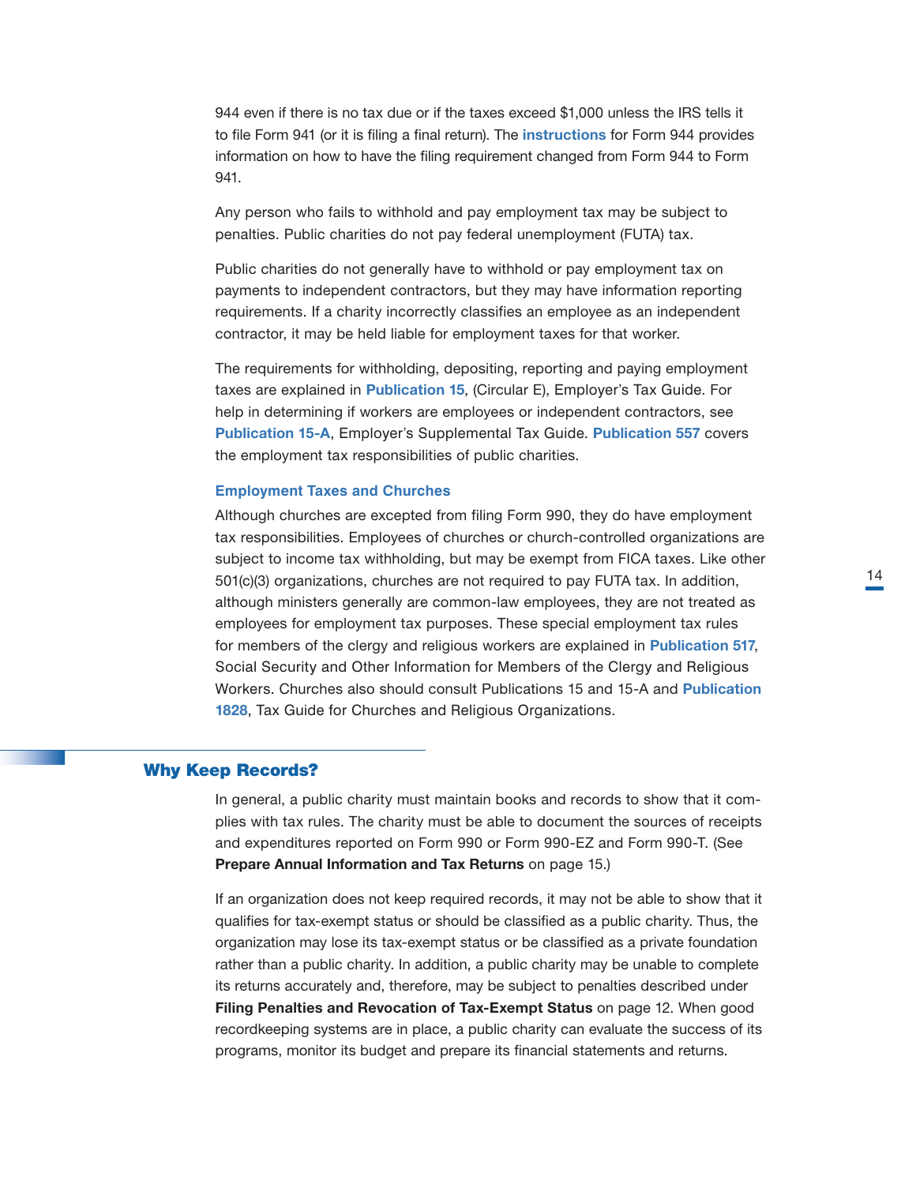944 even if there is no tax due or if the taxes exceed $1,000 unless the IRS tells it to file Form 941 (or it is filing a final return). The **instructions** for Form 944 provides information on how to have the filing requirement changed from Form 944 to Form 941.

Any person who fails to withhold and pay employment tax may be subject to penalties. Public charities do not pay federal unemployment (FUTA) tax.

Public charities do not generally have to withhold or pay employment tax on payments to independent contractors, but they may have information reporting requirements. If a charity incorrectly classifies an employee as an independent contractor, it may be held liable for employment taxes for that worker.

The requirements for withholding, depositing, reporting and paying employment taxes are explained in **Publication 15**, (Circular E), Employer's Tax Guide. For help in determining if workers are employees or independent contractors, see **Publication 15-A**, Employer's Supplemental Tax Guide. **Publication 557** covers the employment tax responsibilities of public charities.

### Employment Taxes and Churches

Although churches are excepted from filing Form 990, they do have employment tax responsibilities. Employees of churches or church-controlled organizations are subject to income tax withholding, but may be exempt from FICA taxes. Like other 501(c)(3) organizations, churches are not required to pay FUTA tax. In addition, although ministers generally are common-law employees, they are not treated as employees for employment tax purposes. These special employment tax rules for members of the clergy and religious workers are explained in **Publication 517**, Social Security and Other Information for Members of the Clergy and Religious Workers. Churches also should consult Publications 15 and 15-A and **Publication 1828**, Tax Guide for Churches and Religious Organizations.

## Why Keep Records?

In general, a public charity must maintain books and records to show that it complies with tax rules. The charity must be able to document the sources of receipts and expenditures reported on Form 990 or Form 990-EZ and Form 990-T. (See **Prepare Annual Information and Tax Returns** on page 15.)

If an organization does not keep required records, it may not be able to show that it qualifies for tax-exempt status or should be classified as a public charity. Thus, the organization may lose its tax-exempt status or be classified as a private foundation rather than a public charity. In addition, a public charity may be unable to complete its returns accurately and, therefore, may be subject to penalties described under **Filing Penalties and Revocation of Tax-Exempt Status** on page 12. When good recordkeeping systems are in place, a public charity can evaluate the success of its programs, monitor its budget and prepare its financial statements and returns.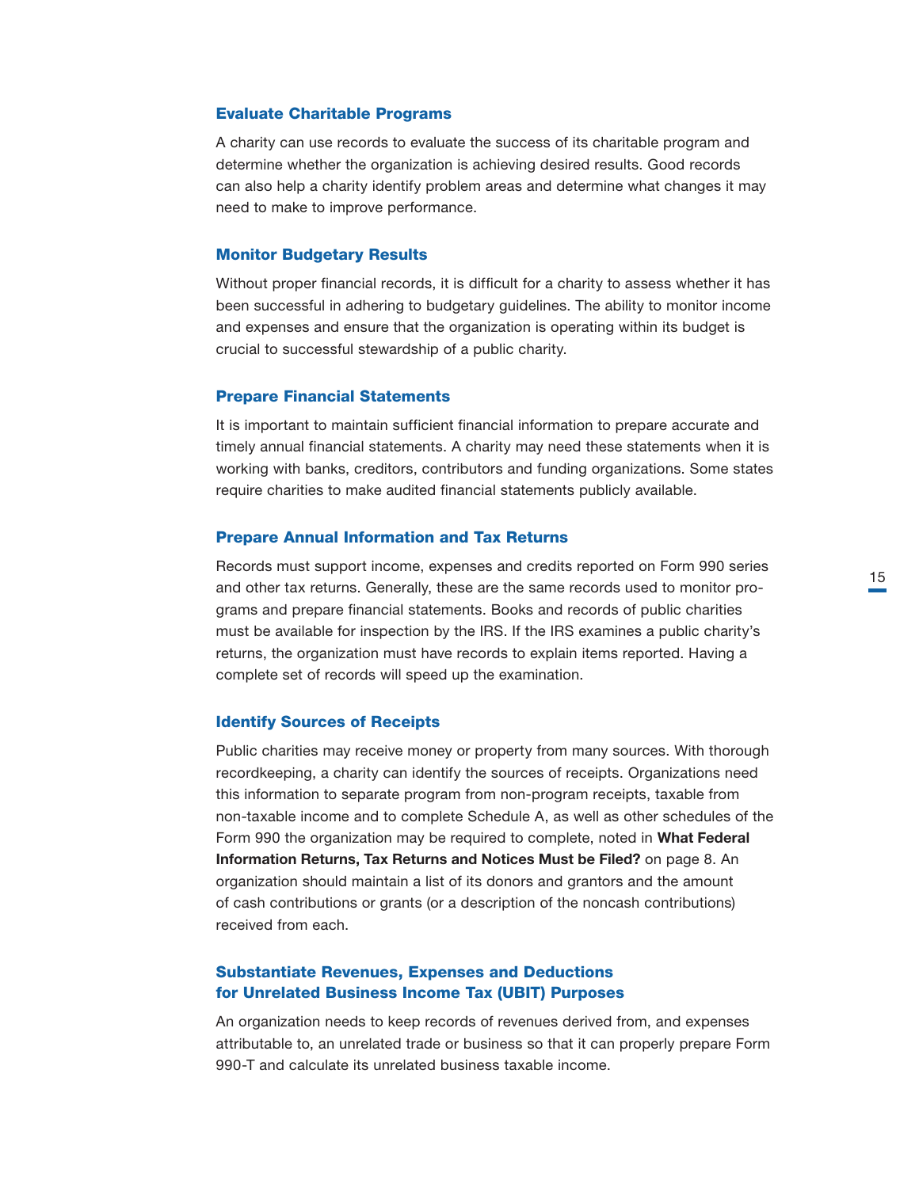### Evaluate Charitable Programs

A charity can use records to evaluate the success of its charitable program and determine whether the organization is achieving desired results. Good records can also help a charity identify problem areas and determine what changes it may need to make to improve performance.

### Monitor Budgetary Results

Without proper financial records, it is difficult for a charity to assess whether it has been successful in adhering to budgetary guidelines. The ability to monitor income and expenses and ensure that the organization is operating within its budget is crucial to successful stewardship of a public charity.

### Prepare Financial Statements

It is important to maintain sufficient financial information to prepare accurate and timely annual financial statements. A charity may need these statements when it is working with banks, creditors, contributors and funding organizations. Some states require charities to make audited financial statements publicly available.

### Prepare Annual Information and Tax Returns

Records must support income, expenses and credits reported on Form 990 series and other tax returns. Generally, these are the same records used to monitor programs and prepare financial statements. Books and records of public charities must be available for inspection by the IRS. If the IRS examines a public charity's returns, the organization must have records to explain items reported. Having a complete set of records will speed up the examination.

### Identify Sources of Receipts

Public charities may receive money or property from many sources. With thorough recordkeeping, a charity can identify the sources of receipts. Organizations need this information to separate program from non-program receipts, taxable from non-taxable income and to complete Schedule A, as well as other schedules of the Form 990 the organization may be required to complete, noted in **What Federal Information Returns, Tax Returns and Notices Must be Filed?** on page 8. An organization should maintain a list of its donors and grantors and the amount of cash contributions or grants (or a description of the noncash contributions) received from each.

### Substantiate Revenues, Expenses and Deductions for Unrelated Business Income Tax (UBIT) Purposes

An organization needs to keep records of revenues derived from, and expenses attributable to, an unrelated trade or business so that it can properly prepare Form 990-T and calculate its unrelated business taxable income.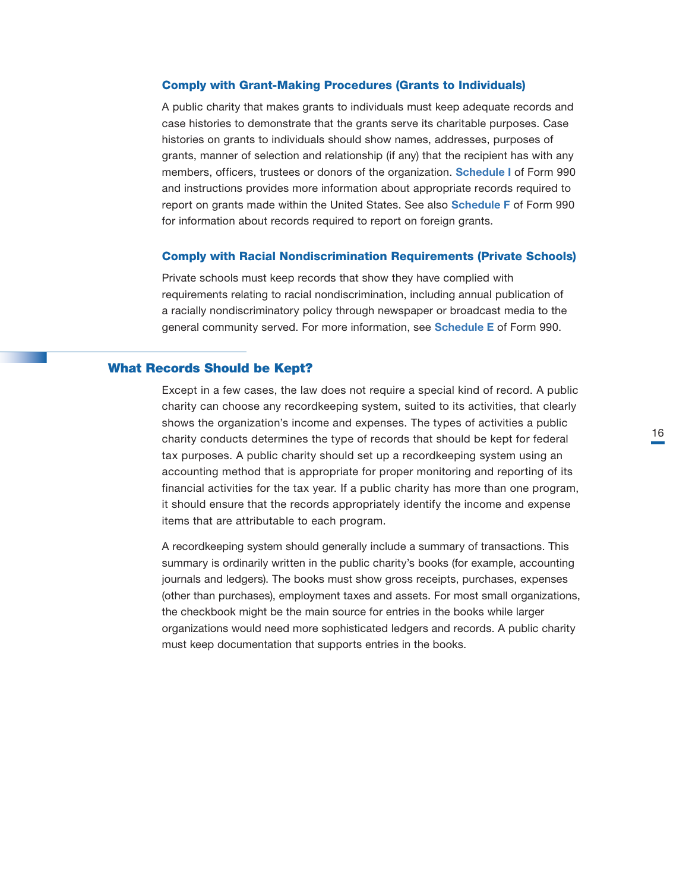### Comply with Grant-Making Procedures (Grants to Individuals)

A public charity that makes grants to individuals must keep adequate records and case histories to demonstrate that the grants serve its charitable purposes. Case histories on grants to individuals should show names, addresses, purposes of grants, manner of selection and relationship (if any) that the recipient has with any members, officers, trustees or donors of the organization. **Schedule I** of Form 990 and instructions provides more information about appropriate records required to report on grants made within the United States. See also **Schedule F** of Form 990 for information about records required to report on foreign grants.

### Comply with Racial Nondiscrimination Requirements (Private Schools)

Private schools must keep records that show they have complied with requirements relating to racial nondiscrimination, including annual publication of a racially nondiscriminatory policy through newspaper or broadcast media to the general community served. For more information, see **Schedule E** of Form 990.

## What Records Should be Kept?

Except in a few cases, the law does not require a special kind of record. A public charity can choose any recordkeeping system, suited to its activities, that clearly shows the organization's income and expenses. The types of activities a public charity conducts determines the type of records that should be kept for federal tax purposes. A public charity should set up a recordkeeping system using an accounting method that is appropriate for proper monitoring and reporting of its financial activities for the tax year. If a public charity has more than one program, it should ensure that the records appropriately identify the income and expense items that are attributable to each program.

A recordkeeping system should generally include a summary of transactions. This summary is ordinarily written in the public charity's books (for example, accounting journals and ledgers). The books must show gross receipts, purchases, expenses (other than purchases), employment taxes and assets. For most small organizations, the checkbook might be the main source for entries in the books while larger organizations would need more sophisticated ledgers and records. A public charity must keep documentation that supports entries in the books.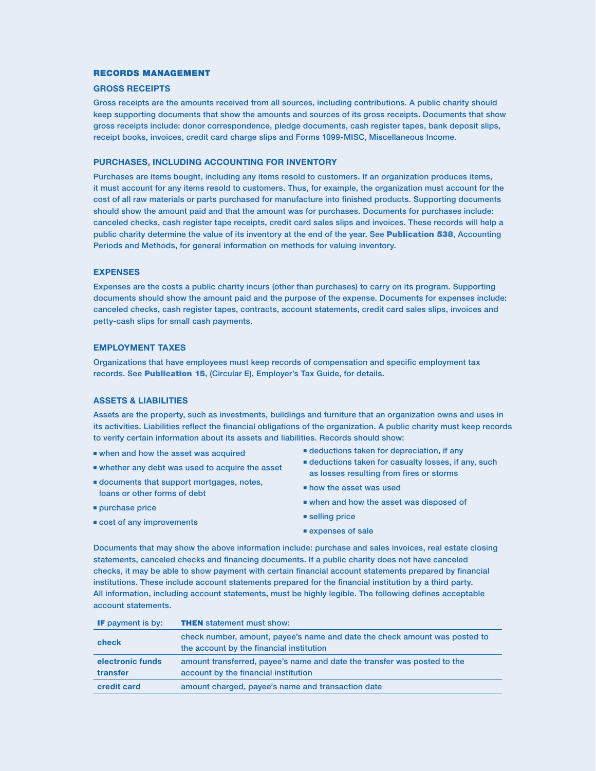## RECORDS MANAGEMENT

### GROSS RECEIPTS

Gross receipts are the amounts received from all sources, including contributions. A public charity should keep supporting documents that show the amounts and sources of its gross receipts. Documents that show gross receipts include: donor correspondence, pledge documents, cash register tapes, bank deposit slips, receipt books, invoices, credit card charge slips and Forms 1099-MISC, Miscellaneous Income.

### PURCHASES, INCLUDING ACCOUNTING FOR INVENTORY

Purchases are items bought, including any items resold to customers. If an organization produces items, it must account for any items resold to customers. Thus, for example, the organization must account for the cost of all raw materials or parts purchased for manufacture into finished products. Supporting documents should show the amount paid and that the amount was for purchases. Documents for purchases include: canceled checks, cash register tape receipts, credit card sales slips and invoices. These records will help a public charity determine the value of its inventory at the end of the year. See **Publication 538**, Accounting Periods and Methods, for general information on methods for valuing inventory.

### EXPENSES

Expenses are the costs a public charity incurs (other than purchases) to carry on its program. Supporting documents should show the amount paid and the purpose of the expense. Documents for expenses include: canceled checks, cash register tapes, contracts, account statements, credit card sales slips, invoices and petty-cash slips for small cash payments.

### EMPLOYMENT TAXES

Organizations that have employees must keep records of compensation and specific employment tax records. See **Publication 15**, (Circular E), Employer's Tax Guide, for details.

### ASSETS & LIABILITIES

Assets are the property, such as investments, buildings and furniture that an organization owns and uses in its activities. Liabilities reflect the financial obligations of the organization. A public charity must keep records to verify certain information about its assets and liabilities. Records should show:

- when and how the asset was acquired
- whether any debt was used to acquire the asset
- documents that support mortgages, notes, loans or other forms of debt
- purchase price
- cost of any improvements
- deductions taken for depreciation, if any
- deductions taken for casualty losses, if any, such as losses resulting from fires or storms
- how the asset was used
- when and how the asset was disposed of
- selling price
- expenses of sale

Documents that may show the above information include: purchase and sales invoices, real estate closing statements, canceled checks and financing documents. If a public charity does not have canceled checks, it may be able to show payment with certain financial account statements prepared by financial institutions. These include account statements prepared for the financial institution by a third party. All information, including account statements, must be highly legible. The following defines acceptable account statements.

| **IF** payment is by: | **THEN** statement must show: |
|---|---|
| **check** | check number, amount, payee's name and date the check amount was posted to the account by the financial institution |
| **electronic funds transfer** | amount transferred, payee's name and date the transfer was posted to the account by the financial institution |
| **credit card** | amount charged, payee's name and transaction date |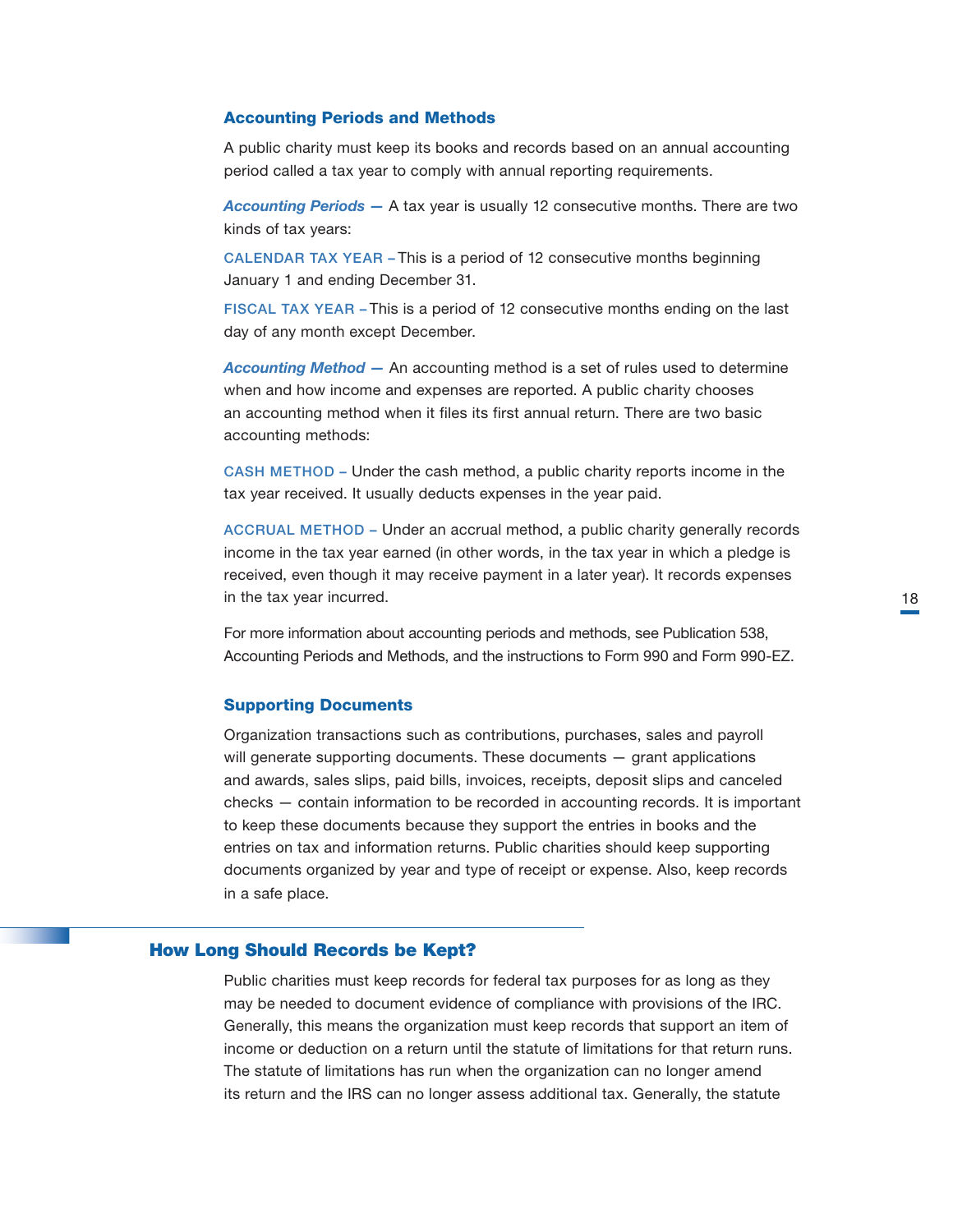### Accounting Periods and Methods

A public charity must keep its books and records based on an annual accounting period called a tax year to comply with annual reporting requirements.

***Accounting Periods —*** A tax year is usually 12 consecutive months. There are two kinds of tax years:

CALENDAR TAX YEAR – This is a period of 12 consecutive months beginning January 1 and ending December 31.

FISCAL TAX YEAR – This is a period of 12 consecutive months ending on the last day of any month except December.

***Accounting Method —*** An accounting method is a set of rules used to determine when and how income and expenses are reported. A public charity chooses an accounting method when it files its first annual return. There are two basic accounting methods:

CASH METHOD – Under the cash method, a public charity reports income in the tax year received. It usually deducts expenses in the year paid.

ACCRUAL METHOD – Under an accrual method, a public charity generally records income in the tax year earned (in other words, in the tax year in which a pledge is received, even though it may receive payment in a later year). It records expenses in the tax year incurred.

For more information about accounting periods and methods, see Publication 538, Accounting Periods and Methods, and the instructions to Form 990 and Form 990-EZ.

### Supporting Documents

Organization transactions such as contributions, purchases, sales and payroll will generate supporting documents. These documents — grant applications and awards, sales slips, paid bills, invoices, receipts, deposit slips and canceled checks — contain information to be recorded in accounting records. It is important to keep these documents because they support the entries in books and the entries on tax and information returns. Public charities should keep supporting documents organized by year and type of receipt or expense. Also, keep records in a safe place.

## How Long Should Records be Kept?

Public charities must keep records for federal tax purposes for as long as they may be needed to document evidence of compliance with provisions of the IRC. Generally, this means the organization must keep records that support an item of income or deduction on a return until the statute of limitations for that return runs. The statute of limitations has run when the organization can no longer amend its return and the IRS can no longer assess additional tax. Generally, the statute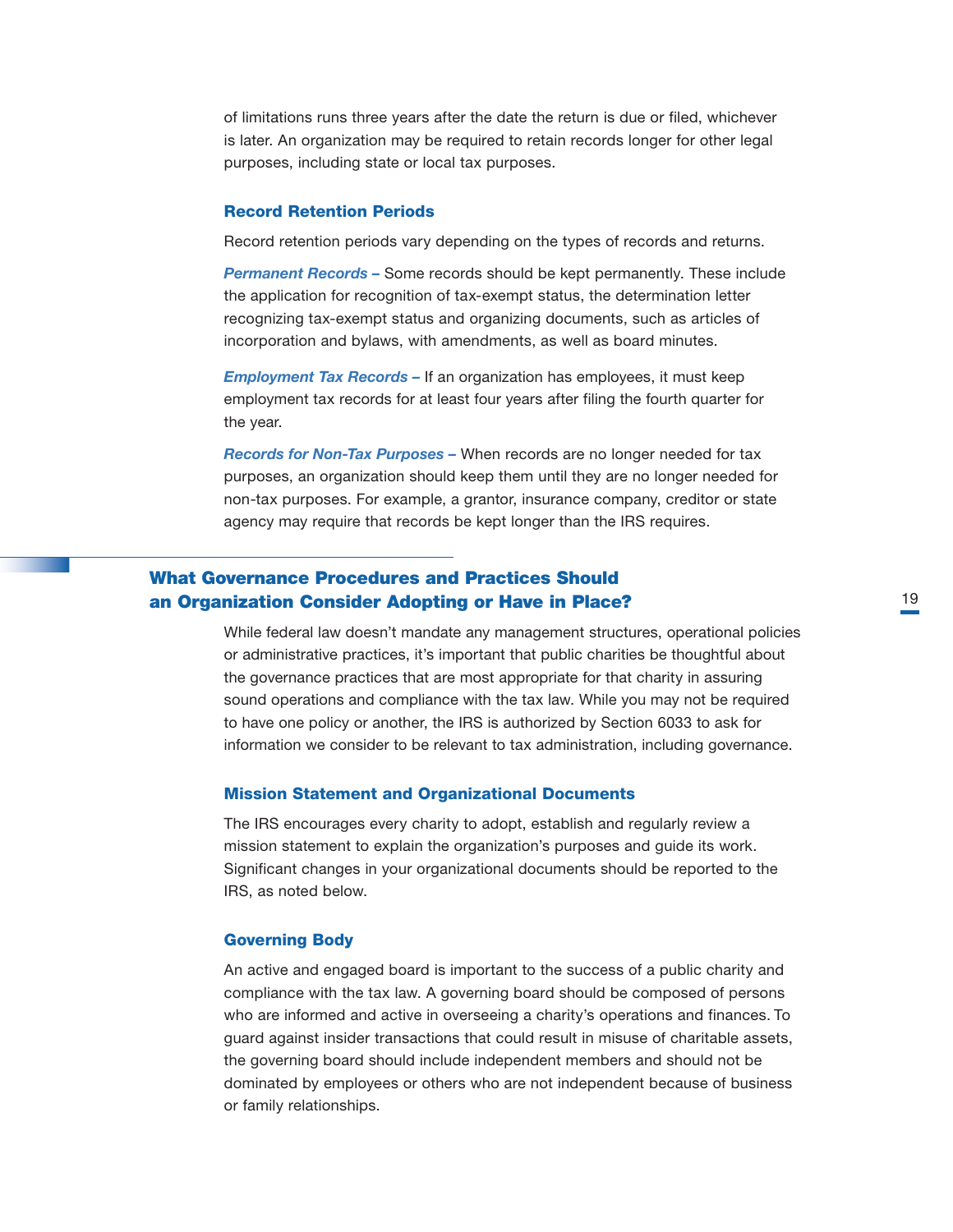of limitations runs three years after the date the return is due or filed, whichever is later. An organization may be required to retain records longer for other legal purposes, including state or local tax purposes.

### Record Retention Periods

Record retention periods vary depending on the types of records and returns.

***Permanent Records –*** Some records should be kept permanently. These include the application for recognition of tax-exempt status, the determination letter recognizing tax-exempt status and organizing documents, such as articles of incorporation and bylaws, with amendments, as well as board minutes.

***Employment Tax Records –*** If an organization has employees, it must keep employment tax records for at least four years after filing the fourth quarter for the year.

***Records for Non-Tax Purposes –*** When records are no longer needed for tax purposes, an organization should keep them until they are no longer needed for non-tax purposes. For example, a grantor, insurance company, creditor or state agency may require that records be kept longer than the IRS requires.

## What Governance Procedures and Practices Should an Organization Consider Adopting or Have in Place?

While federal law doesn't mandate any management structures, operational policies or administrative practices, it's important that public charities be thoughtful about the governance practices that are most appropriate for that charity in assuring sound operations and compliance with the tax law. While you may not be required to have one policy or another, the IRS is authorized by Section 6033 to ask for information we consider to be relevant to tax administration, including governance.

### Mission Statement and Organizational Documents

The IRS encourages every charity to adopt, establish and regularly review a mission statement to explain the organization's purposes and guide its work. Significant changes in your organizational documents should be reported to the IRS, as noted below.

### Governing Body

An active and engaged board is important to the success of a public charity and compliance with the tax law. A governing board should be composed of persons who are informed and active in overseeing a charity's operations and finances. To guard against insider transactions that could result in misuse of charitable assets, the governing board should include independent members and should not be dominated by employees or others who are not independent because of business or family relationships.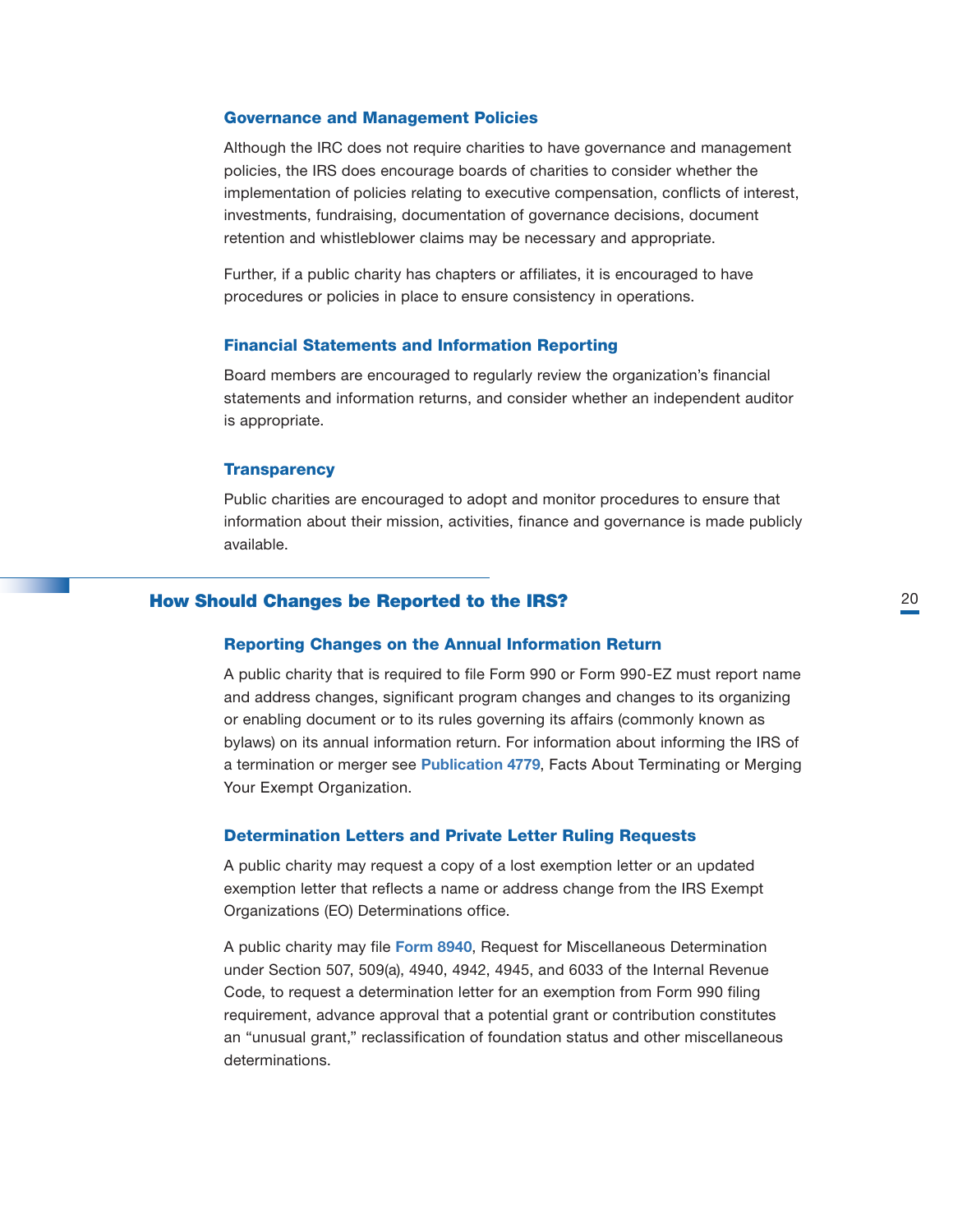### Governance and Management Policies

Although the IRC does not require charities to have governance and management policies, the IRS does encourage boards of charities to consider whether the implementation of policies relating to executive compensation, conflicts of interest, investments, fundraising, documentation of governance decisions, document retention and whistleblower claims may be necessary and appropriate.

Further, if a public charity has chapters or affiliates, it is encouraged to have procedures or policies in place to ensure consistency in operations.

### Financial Statements and Information Reporting

Board members are encouraged to regularly review the organization's financial statements and information returns, and consider whether an independent auditor is appropriate.

### Transparency

Public charities are encouraged to adopt and monitor procedures to ensure that information about their mission, activities, finance and governance is made publicly available.

## How Should Changes be Reported to the IRS?

### Reporting Changes on the Annual Information Return

A public charity that is required to file Form 990 or Form 990-EZ must report name and address changes, significant program changes and changes to its organizing or enabling document or to its rules governing its affairs (commonly known as bylaws) on its annual information return. For information about informing the IRS of a termination or merger see **Publication 4779**, Facts About Terminating or Merging Your Exempt Organization.

### Determination Letters and Private Letter Ruling Requests

A public charity may request a copy of a lost exemption letter or an updated exemption letter that reflects a name or address change from the IRS Exempt Organizations (EO) Determinations office.

A public charity may file **Form 8940**, Request for Miscellaneous Determination under Section 507, 509(a), 4940, 4942, 4945, and 6033 of the Internal Revenue Code, to request a determination letter for an exemption from Form 990 filing requirement, advance approval that a potential grant or contribution constitutes an "unusual grant," reclassification of foundation status and other miscellaneous determinations.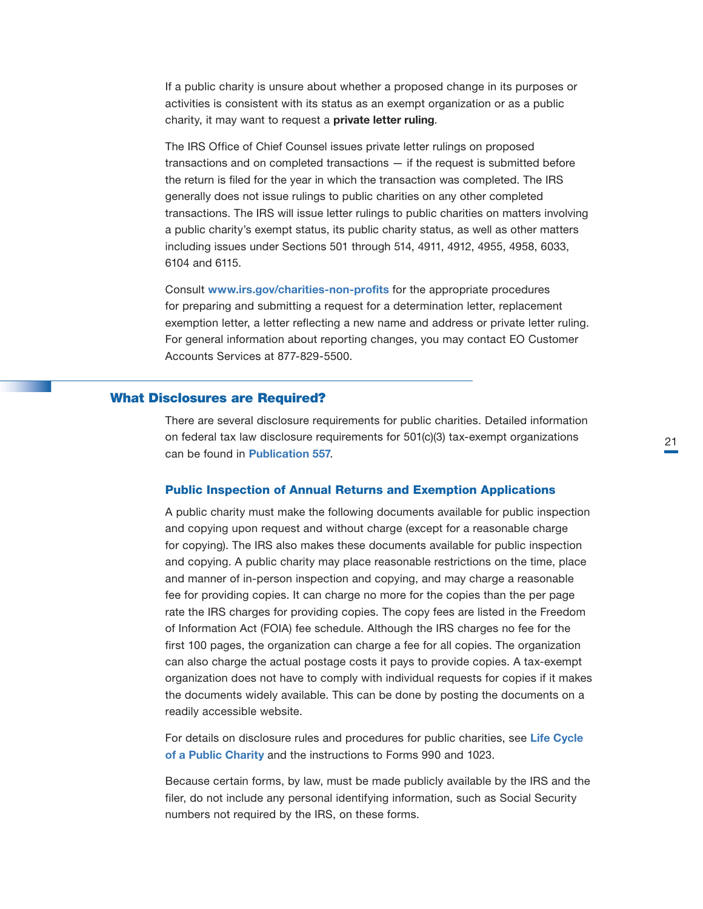If a public charity is unsure about whether a proposed change in its purposes or activities is consistent with its status as an exempt organization or as a public charity, it may want to request a **private letter ruling**.

The IRS Office of Chief Counsel issues private letter rulings on proposed transactions and on completed transactions — if the request is submitted before the return is filed for the year in which the transaction was completed. The IRS generally does not issue rulings to public charities on any other completed transactions. The IRS will issue letter rulings to public charities on matters involving a public charity's exempt status, its public charity status, as well as other matters including issues under Sections 501 through 514, 4911, 4912, 4955, 4958, 6033, 6104 and 6115.

Consult **www.irs.gov/charities-non-profits** for the appropriate procedures for preparing and submitting a request for a determination letter, replacement exemption letter, a letter reflecting a new name and address or private letter ruling. For general information about reporting changes, you may contact EO Customer Accounts Services at 877-829-5500.

## What Disclosures are Required?

There are several disclosure requirements for public charities. Detailed information on federal tax law disclosure requirements for 501(c)(3) tax-exempt organizations can be found in **Publication 557**.

### Public Inspection of Annual Returns and Exemption Applications

A public charity must make the following documents available for public inspection and copying upon request and without charge (except for a reasonable charge for copying). The IRS also makes these documents available for public inspection and copying. A public charity may place reasonable restrictions on the time, place and manner of in-person inspection and copying, and may charge a reasonable fee for providing copies. It can charge no more for the copies than the per page rate the IRS charges for providing copies. The copy fees are listed in the Freedom of Information Act (FOIA) fee schedule. Although the IRS charges no fee for the first 100 pages, the organization can charge a fee for all copies. The organization can also charge the actual postage costs it pays to provide copies. A tax-exempt organization does not have to comply with individual requests for copies if it makes the documents widely available. This can be done by posting the documents on a readily accessible website.

For details on disclosure rules and procedures for public charities, see **Life Cycle of a Public Charity** and the instructions to Forms 990 and 1023.

Because certain forms, by law, must be made publicly available by the IRS and the filer, do not include any personal identifying information, such as Social Security numbers not required by the IRS, on these forms.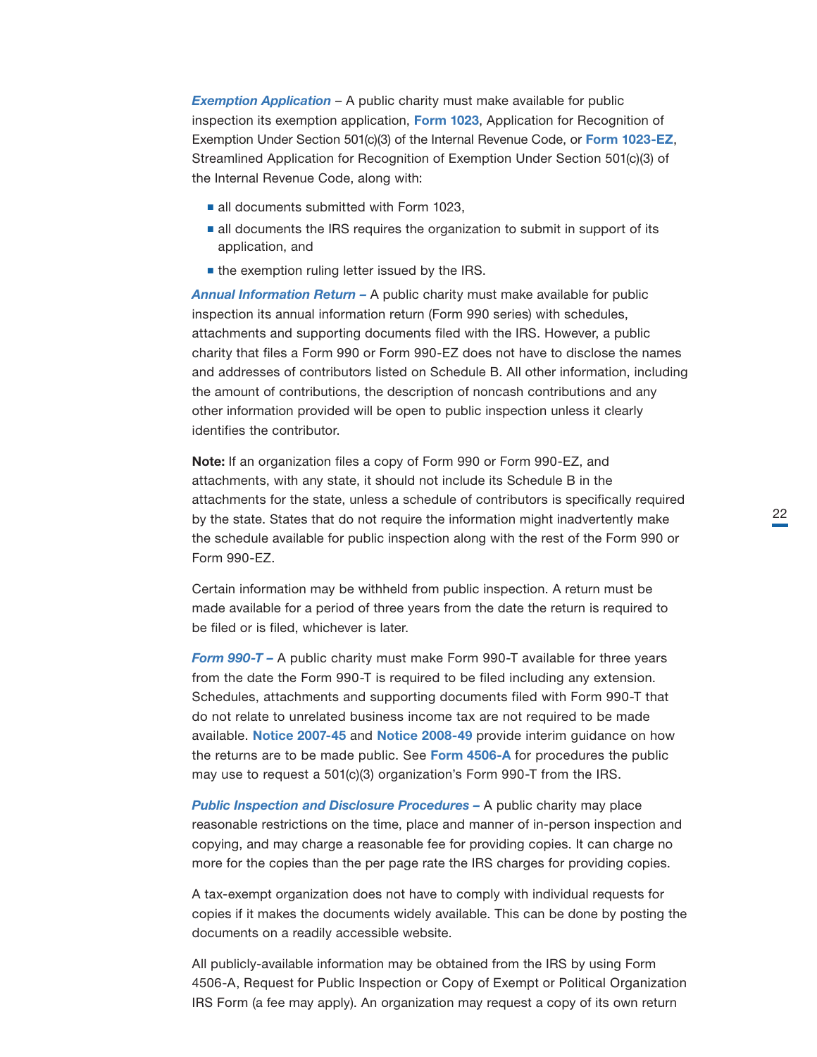***Exemption Application*** – A public charity must make available for public inspection its exemption application, **Form 1023**, Application for Recognition of Exemption Under Section 501(c)(3) of the Internal Revenue Code, or **Form 1023-EZ**, Streamlined Application for Recognition of Exemption Under Section 501(c)(3) of the Internal Revenue Code, along with:

- all documents submitted with Form 1023,
- all documents the IRS requires the organization to submit in support of its application, and
- the exemption ruling letter issued by the IRS.

***Annual Information Return –*** A public charity must make available for public inspection its annual information return (Form 990 series) with schedules, attachments and supporting documents filed with the IRS. However, a public charity that files a Form 990 or Form 990-EZ does not have to disclose the names and addresses of contributors listed on Schedule B. All other information, including the amount of contributions, the description of noncash contributions and any other information provided will be open to public inspection unless it clearly identifies the contributor.

**Note:** If an organization files a copy of Form 990 or Form 990-EZ, and attachments, with any state, it should not include its Schedule B in the attachments for the state, unless a schedule of contributors is specifically required by the state. States that do not require the information might inadvertently make the schedule available for public inspection along with the rest of the Form 990 or Form 990-EZ.

Certain information may be withheld from public inspection. A return must be made available for a period of three years from the date the return is required to be filed or is filed, whichever is later.

***Form 990-T –*** A public charity must make Form 990-T available for three years from the date the Form 990-T is required to be filed including any extension. Schedules, attachments and supporting documents filed with Form 990-T that do not relate to unrelated business income tax are not required to be made available. **Notice 2007-45** and **Notice 2008-49** provide interim guidance on how the returns are to be made public. See **Form 4506-A** for procedures the public may use to request a 501(c)(3) organization's Form 990-T from the IRS.

***Public Inspection and Disclosure Procedures –*** A public charity may place reasonable restrictions on the time, place and manner of in-person inspection and copying, and may charge a reasonable fee for providing copies. It can charge no more for the copies than the per page rate the IRS charges for providing copies.

A tax-exempt organization does not have to comply with individual requests for copies if it makes the documents widely available. This can be done by posting the documents on a readily accessible website.

All publicly-available information may be obtained from the IRS by using Form 4506-A, Request for Public Inspection or Copy of Exempt or Political Organization IRS Form (a fee may apply). An organization may request a copy of its own return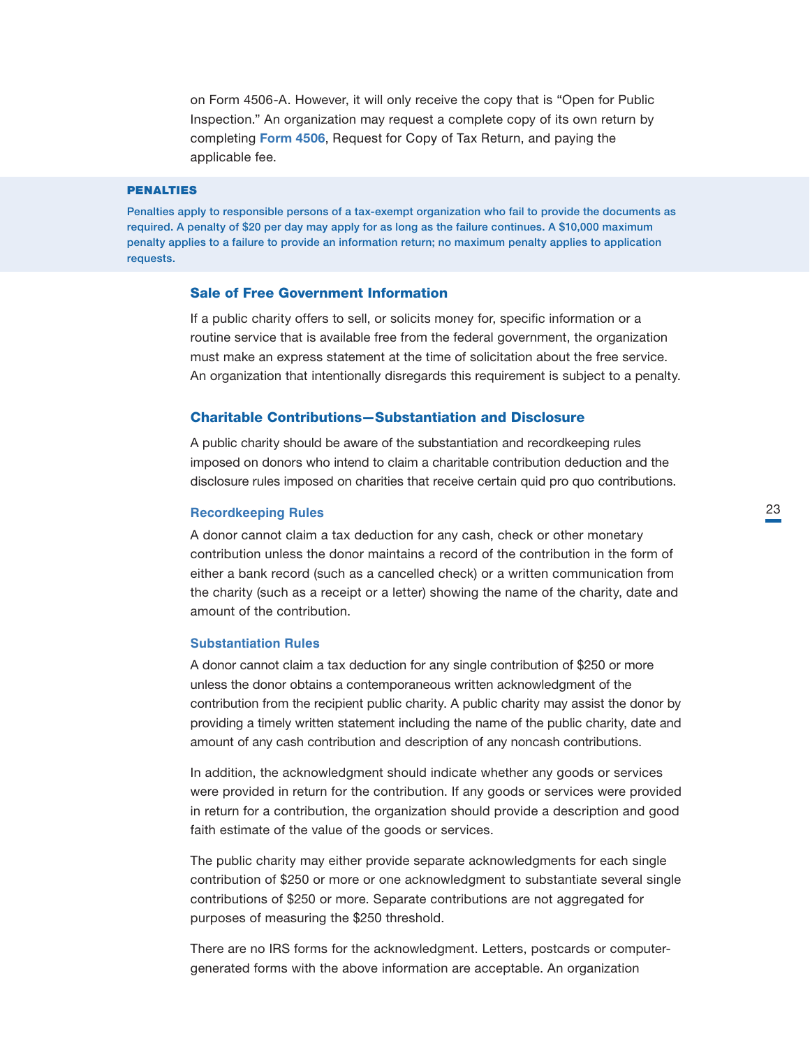on Form 4506-A. However, it will only receive the copy that is "Open for Public Inspection." An organization may request a complete copy of its own return by completing **Form 4506**, Request for Copy of Tax Return, and paying the applicable fee.

**PENALTIES**

Penalties apply to responsible persons of a tax-exempt organization who fail to provide the documents as required. A penalty of $20 per day may apply for as long as the failure continues. A $10,000 maximum penalty applies to a failure to provide an information return; no maximum penalty applies to application requests.

## Sale of Free Government Information

If a public charity offers to sell, or solicits money for, specific information or a routine service that is available free from the federal government, the organization must make an express statement at the time of solicitation about the free service. An organization that intentionally disregards this requirement is subject to a penalty.

## Charitable Contributions—Substantiation and Disclosure

A public charity should be aware of the substantiation and recordkeeping rules imposed on donors who intend to claim a charitable contribution deduction and the disclosure rules imposed on charities that receive certain quid pro quo contributions.

### Recordkeeping Rules

A donor cannot claim a tax deduction for any cash, check or other monetary contribution unless the donor maintains a record of the contribution in the form of either a bank record (such as a cancelled check) or a written communication from the charity (such as a receipt or a letter) showing the name of the charity, date and amount of the contribution.

### Substantiation Rules

A donor cannot claim a tax deduction for any single contribution of $250 or more unless the donor obtains a contemporaneous written acknowledgment of the contribution from the recipient public charity. A public charity may assist the donor by providing a timely written statement including the name of the public charity, date and amount of any cash contribution and description of any noncash contributions.

In addition, the acknowledgment should indicate whether any goods or services were provided in return for the contribution. If any goods or services were provided in return for a contribution, the organization should provide a description and good faith estimate of the value of the goods or services.

The public charity may either provide separate acknowledgments for each single contribution of $250 or more or one acknowledgment to substantiate several single contributions of $250 or more. Separate contributions are not aggregated for purposes of measuring the $250 threshold.

There are no IRS forms for the acknowledgment. Letters, postcards or computer-generated forms with the above information are acceptable. An organization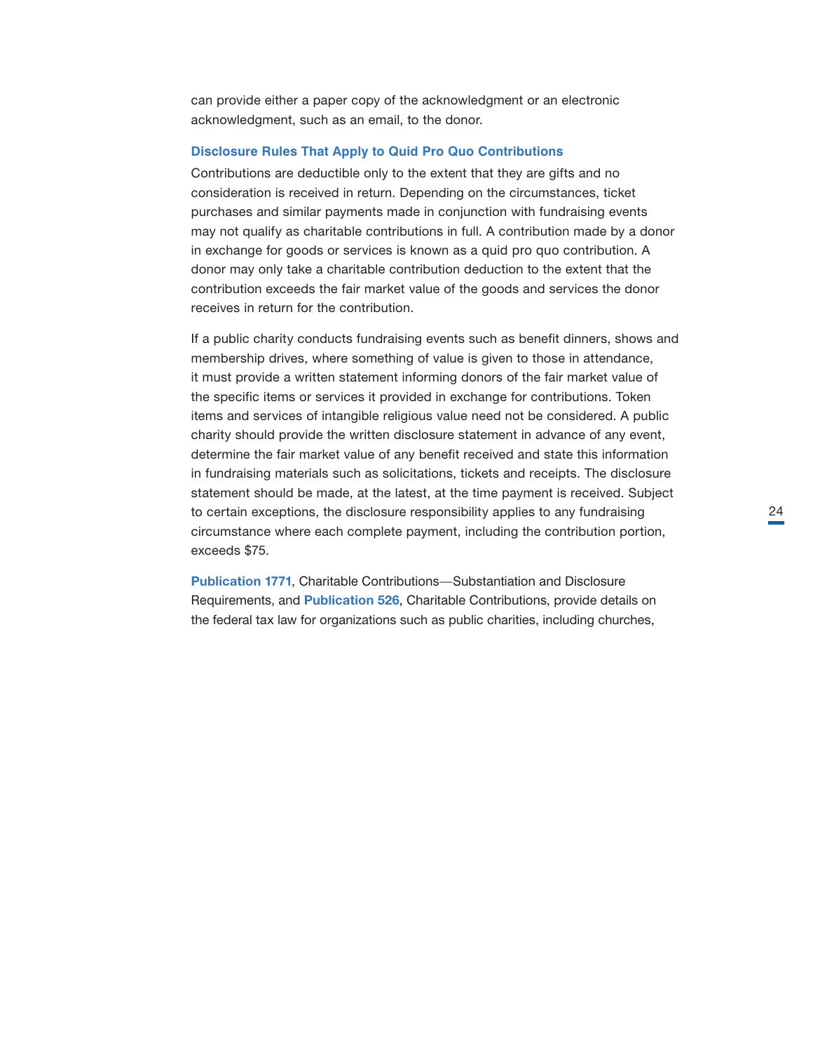can provide either a paper copy of the acknowledgment or an electronic acknowledgment, such as an email, to the donor.

### Disclosure Rules That Apply to Quid Pro Quo Contributions

Contributions are deductible only to the extent that they are gifts and no consideration is received in return. Depending on the circumstances, ticket purchases and similar payments made in conjunction with fundraising events may not qualify as charitable contributions in full. A contribution made by a donor in exchange for goods or services is known as a quid pro quo contribution. A donor may only take a charitable contribution deduction to the extent that the contribution exceeds the fair market value of the goods and services the donor receives in return for the contribution.

If a public charity conducts fundraising events such as benefit dinners, shows and membership drives, where something of value is given to those in attendance, it must provide a written statement informing donors of the fair market value of the specific items or services it provided in exchange for contributions. Token items and services of intangible religious value need not be considered. A public charity should provide the written disclosure statement in advance of any event, determine the fair market value of any benefit received and state this information in fundraising materials such as solicitations, tickets and receipts. The disclosure statement should be made, at the latest, at the time payment is received. Subject to certain exceptions, the disclosure responsibility applies to any fundraising circumstance where each complete payment, including the contribution portion, exceeds $75.

**Publication 1771**, Charitable Contributions—Substantiation and Disclosure Requirements, and **Publication 526**, Charitable Contributions, provide details on the federal tax law for organizations such as public charities, including churches,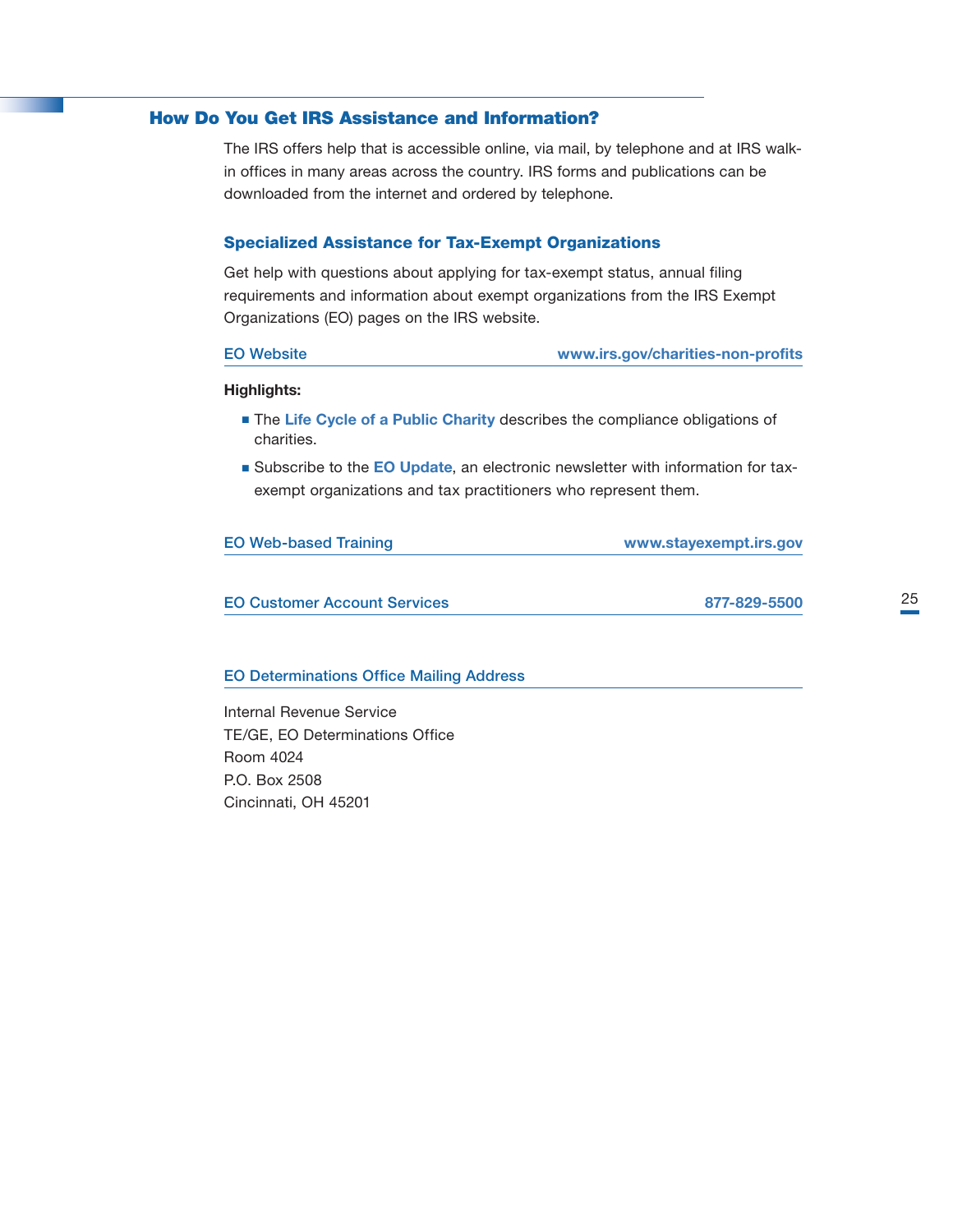## How Do You Get IRS Assistance and Information?

The IRS offers help that is accessible online, via mail, by telephone and at IRS walk-in offices in many areas across the country. IRS forms and publications can be downloaded from the internet and ordered by telephone.

### Specialized Assistance for Tax-Exempt Organizations

Get help with questions about applying for tax-exempt status, annual filing requirements and information about exempt organizations from the IRS Exempt Organizations (EO) pages on the IRS website.

**EO Website** — **www.irs.gov/charities-non-profits**

**Highlights:**

- The **Life Cycle of a Public Charity** describes the compliance obligations of charities.
- Subscribe to the **EO Update**, an electronic newsletter with information for tax-exempt organizations and tax practitioners who represent them.

**EO Web-based Training** — **www.stayexempt.irs.gov**

**EO Customer Account Services** — **877-829-5500**

**EO Determinations Office Mailing Address**

Internal Revenue Service
TE/GE, EO Determinations Office
Room 4024
P.O. Box 2508
Cincinnati, OH 45201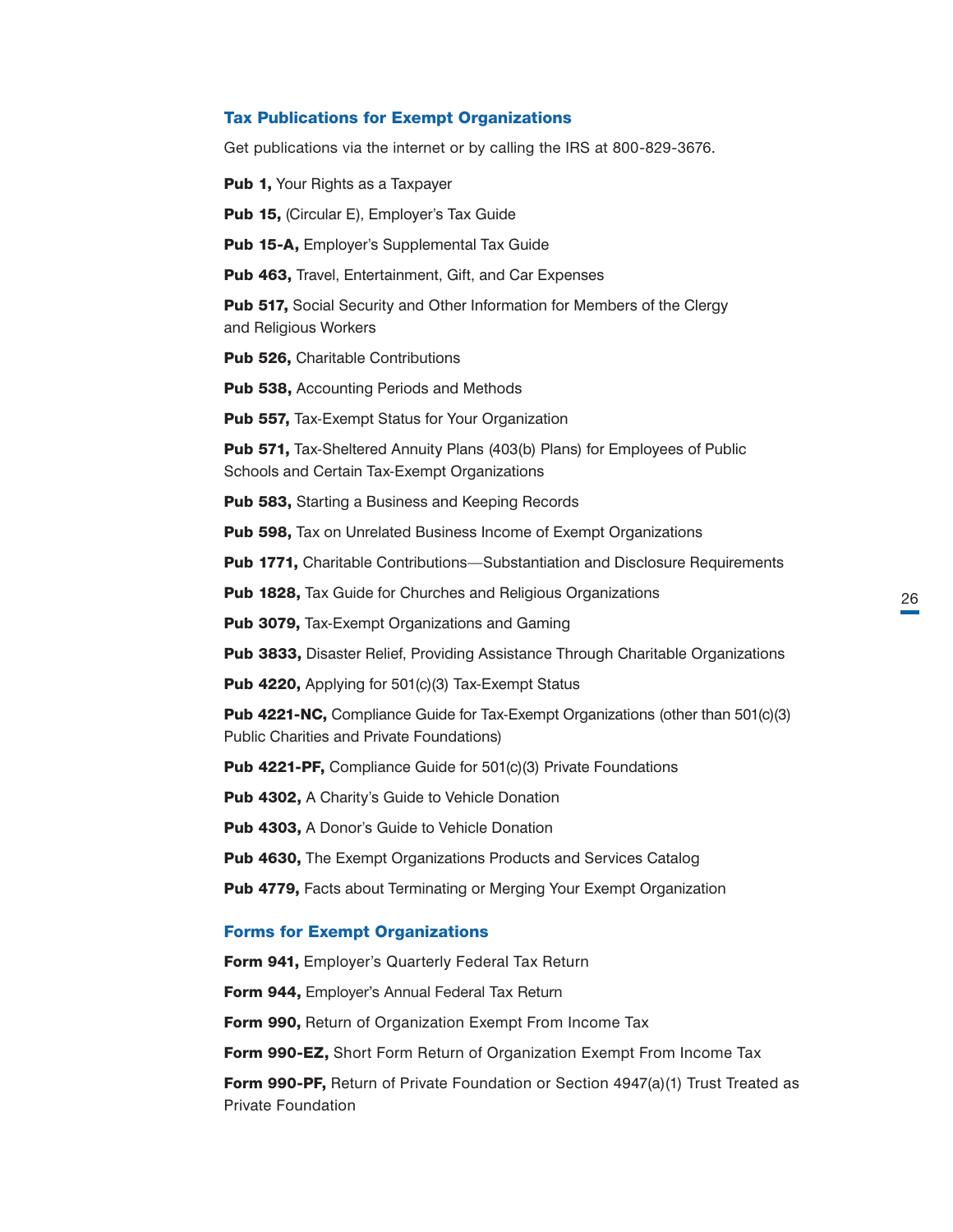## Tax Publications for Exempt Organizations

Get publications via the internet or by calling the IRS at 800-829-3676.

**Pub 1,** Your Rights as a Taxpayer

**Pub 15,** (Circular E), Employer's Tax Guide

**Pub 15-A,** Employer's Supplemental Tax Guide

**Pub 463,** Travel, Entertainment, Gift, and Car Expenses

**Pub 517,** Social Security and Other Information for Members of the Clergy and Religious Workers

**Pub 526,** Charitable Contributions

**Pub 538,** Accounting Periods and Methods

**Pub 557,** Tax-Exempt Status for Your Organization

**Pub 571,** Tax-Sheltered Annuity Plans (403(b) Plans) for Employees of Public Schools and Certain Tax-Exempt Organizations

**Pub 583,** Starting a Business and Keeping Records

**Pub 598,** Tax on Unrelated Business Income of Exempt Organizations

**Pub 1771,** Charitable Contributions—Substantiation and Disclosure Requirements

**Pub 1828,** Tax Guide for Churches and Religious Organizations

**Pub 3079,** Tax-Exempt Organizations and Gaming

**Pub 3833,** Disaster Relief, Providing Assistance Through Charitable Organizations

**Pub 4220,** Applying for 501(c)(3) Tax-Exempt Status

**Pub 4221-NC,** Compliance Guide for Tax-Exempt Organizations (other than 501(c)(3) Public Charities and Private Foundations)

**Pub 4221-PF,** Compliance Guide for 501(c)(3) Private Foundations

**Pub 4302,** A Charity's Guide to Vehicle Donation

**Pub 4303,** A Donor's Guide to Vehicle Donation

**Pub 4630,** The Exempt Organizations Products and Services Catalog

**Pub 4779,** Facts about Terminating or Merging Your Exempt Organization

## Forms for Exempt Organizations

**Form 941,** Employer's Quarterly Federal Tax Return

**Form 944,** Employer's Annual Federal Tax Return

**Form 990,** Return of Organization Exempt From Income Tax

**Form 990-EZ,** Short Form Return of Organization Exempt From Income Tax

**Form 990-PF,** Return of Private Foundation or Section 4947(a)(1) Trust Treated as Private Foundation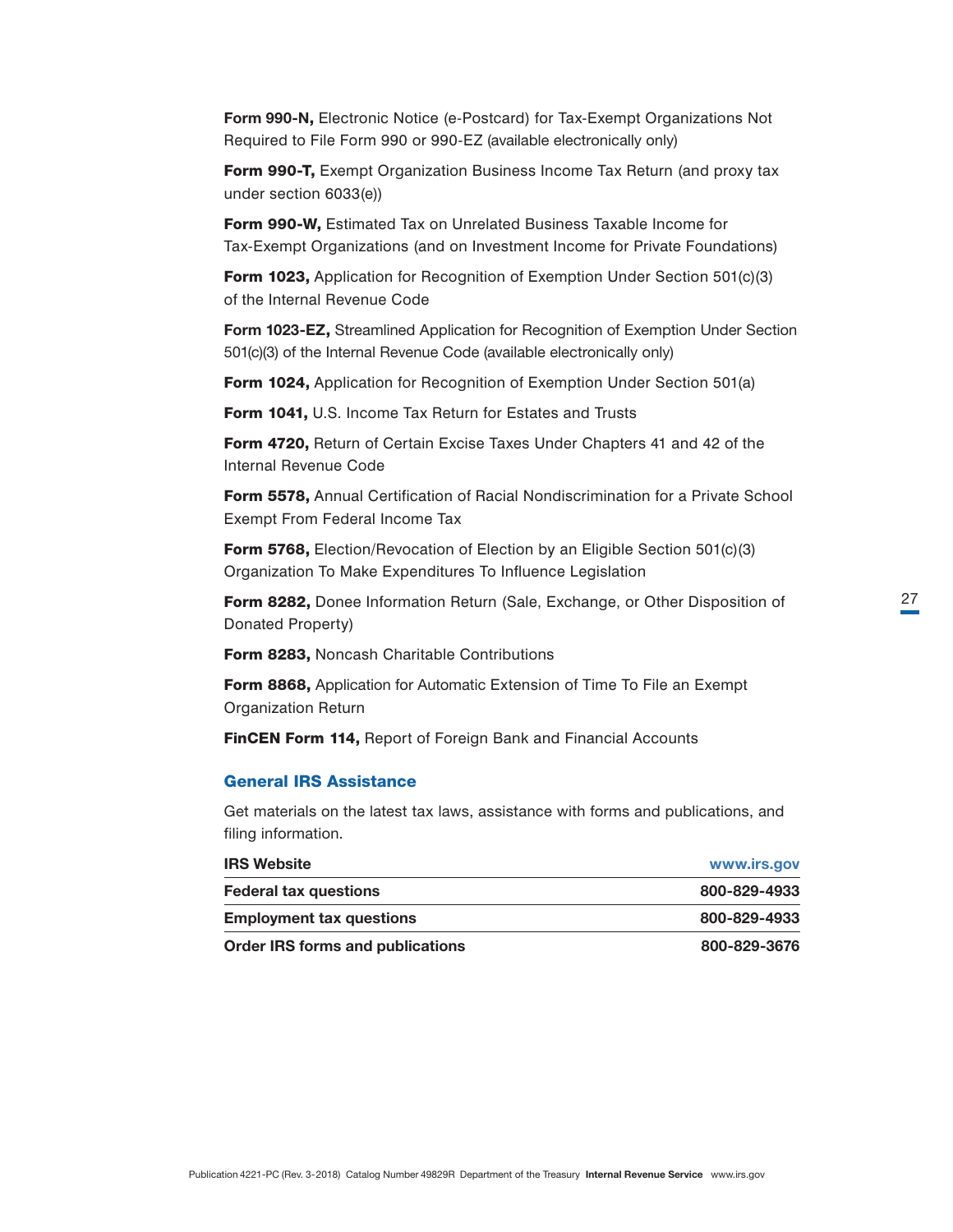**Form 990-N,** Electronic Notice (e-Postcard) for Tax-Exempt Organizations Not Required to File Form 990 or 990-EZ (available electronically only)

**Form 990-T,** Exempt Organization Business Income Tax Return (and proxy tax under section 6033(e))

**Form 990-W,** Estimated Tax on Unrelated Business Taxable Income for Tax-Exempt Organizations (and on Investment Income for Private Foundations)

**Form 1023,** Application for Recognition of Exemption Under Section 501(c)(3) of the Internal Revenue Code

**Form 1023-EZ,** Streamlined Application for Recognition of Exemption Under Section 501(c)(3) of the Internal Revenue Code (available electronically only)

**Form 1024,** Application for Recognition of Exemption Under Section 501(a)

**Form 1041,** U.S. Income Tax Return for Estates and Trusts

**Form 4720,** Return of Certain Excise Taxes Under Chapters 41 and 42 of the Internal Revenue Code

**Form 5578,** Annual Certification of Racial Nondiscrimination for a Private School Exempt From Federal Income Tax

**Form 5768,** Election/Revocation of Election by an Eligible Section 501(c)(3) Organization To Make Expenditures To Influence Legislation

**Form 8282,** Donee Information Return (Sale, Exchange, or Other Disposition of Donated Property)

**Form 8283,** Noncash Charitable Contributions

**Form 8868,** Application for Automatic Extension of Time To File an Exempt Organization Return

**FinCEN Form 114,** Report of Foreign Bank and Financial Accounts

## General IRS Assistance

Get materials on the latest tax laws, assistance with forms and publications, and filing information.

| | |
|---|---|
| **IRS Website** | **www.irs.gov** |
| **Federal tax questions** | **800-829-4933** |
| **Employment tax questions** | **800-829-4933** |
| **Order IRS forms and publications** | **800-829-3676** |

Publication 4221-PC (Rev. 3-2018) Catalog Number 49829R Department of the Treasury **Internal Revenue Service** www.irs.gov